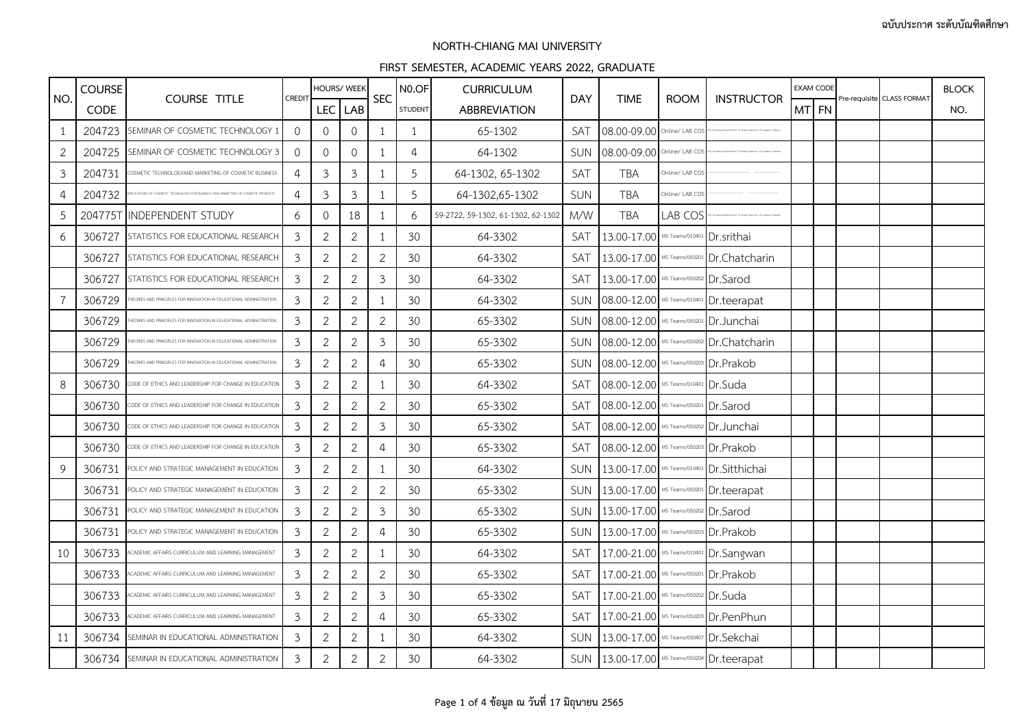ฉบับประกาศ ระดับบัณฑิตศึกษา

# NORTH-CHIANG MAI UNIVERSITY

## FIRST SEMESTER, ACADEMIC YEARS 2022, GRADUATE

| NO. | COURSE CODE | COURSE TITLE | CREDIT | HOURS/ WEEK | | SEC | N0.OF STUDENT | CURRICULUM ABBREVIATION | DAY | TIME | ROOM | INSTRUCTOR | EXAM CODE | | Pre-requisite | CLASS FORMAT | BLOCK NO. |
|---|---|---|---|---|---|---|---|---|---|---|---|---|---|---|---|---|---|
| | | | | LEC | LAB | | | | | | | | MT | FN | | | |
| 1 | 204723 | SEMINAR OF COSMETIC TECHNOLOGY 1 | 0 | 0 | 0 | 1 | 1 | 65-1302 | SAT | 08.00-09.00 | Online/ LAB COS | | | | | | |
| 2 | 204725 | SEMINAR OF COSMETIC TECHNOLOGY 3 | 0 | 0 | 0 | 1 | 4 | 64-1302 | SUN | 08.00-09.00 | Online/ LAB COS | | | | | | |
| 3 | 204731 | COSMETIC TECHNOLOGYAND MARKETING OF COSMETIC BUSINESS | 4 | 3 | 3 | 1 | 5 | 64-1302, 65-1302 | SAT | TBA | Online/ LAB COS | | | | | | |
| 4 | 204732 | APPLICATIONS OF COSMETIC TECHNOLOGY FOR BUSINESS AND MARKETING OF COSMETIC PRODUCTS | 4 | 3 | 3 | 1 | 5 | 64-1302,65-1302 | SUN | TBA | Online/ LAB COS | | | | | | |
| 5 | 204775T | INDEPENDENT STUDY | 6 | 0 | 18 | 1 | 6 | 59-2722, 59-1302, 61-1302, 62-1302 | M/W | TBA | LAB COS | | | | | | |
| 6 | 306727 | STATISTICS FOR EDUCATIONAL RESEARCH | 3 | 2 | 2 | 1 | 30 | 64-3302 | SAT | 13.00-17.00 | MS Teams/010401 | Dr.srithai | | | | | |
| | 306727 | STATISTICS FOR EDUCATIONAL RESEARCH | 3 | 2 | 2 | 2 | 30 | 64-3302 | SAT | 13.00-17.00 | MS Teams/050201 | Dr.Chatcharin | | | | | |
| | 306727 | STATISTICS FOR EDUCATIONAL RESEARCH | 3 | 2 | 2 | 3 | 30 | 64-3302 | SAT | 13.00-17.00 | MS Teams/050202 | Dr.Sarod | | | | | |
| 7 | 306729 | THEORIES AND PRINCIPLES FOR INNOVATION IN EDUCATIONAL ADMINISTRATION | 3 | 2 | 2 | 1 | 30 | 64-3302 | SUN | 08.00-12.00 | MS Teams/010401 | Dr.teerapat | | | | | |
| | 306729 | THEORIES AND PRINCIPLES FOR INNOVATION IN EDUCATIONAL ADMINISTRATION | 3 | 2 | 2 | 2 | 30 | 65-3302 | SUN | 08.00-12.00 | MS Teams/050201 | Dr.Junchai | | | | | |
| | 306729 | THEORIES AND PRINCIPLES FOR INNOVATION IN EDUCATIONAL ADMINISTRATION | 3 | 2 | 2 | 3 | 30 | 65-3302 | SUN | 08.00-12.00 | MS Teams/050202 | Dr.Chatcharin | | | | | |
| | 306729 | THEORIES AND PRINCIPLES FOR INNOVATION IN EDUCATIONAL ADMINISTRATION | 3 | 2 | 2 | 4 | 30 | 65-3302 | SUN | 08.00-12.00 | MS Teams/050203 | Dr.Prakob | | | | | |
| 8 | 306730 | CODE OF ETHICS AND LEADERSHIP FOR CHANGE IN EDUCATION | 3 | 2 | 2 | 1 | 30 | 64-3302 | SAT | 08.00-12.00 | MS Teams/010401 | Dr.Suda | | | | | |
| | 306730 | CODE OF ETHICS AND LEADERSHIP FOR CHANGE IN EDUCATION | 3 | 2 | 2 | 2 | 30 | 65-3302 | SAT | 08.00-12.00 | MS Teams/050201 | Dr.Sarod | | | | | |
| | 306730 | CODE OF ETHICS AND LEADERSHIP FOR CHANGE IN EDUCATION | 3 | 2 | 2 | 3 | 30 | 65-3302 | SAT | 08.00-12.00 | MS Teams/050202 | Dr.Junchai | | | | | |
| | 306730 | CODE OF ETHICS AND LEADERSHIP FOR CHANGE IN EDUCATION | 3 | 2 | 2 | 4 | 30 | 65-3302 | SAT | 08.00-12.00 | MS Teams/050203 | Dr.Prakob | | | | | |
| 9 | 306731 | POLICY AND STRATEGIC MANAGEMENT IN EDUCATION | 3 | 2 | 2 | 1 | 30 | 64-3302 | SUN | 13.00-17.00 | MS Teams/010401 | Dr.Sitthichai | | | | | |
| | 306731 | POLICY AND STRATEGIC MANAGEMENT IN EDUCATION | 3 | 2 | 2 | 2 | 30 | 65-3302 | SUN | 13.00-17.00 | MS Teams/050201 | Dr.teerapat | | | | | |
| | 306731 | POLICY AND STRATEGIC MANAGEMENT IN EDUCATION | 3 | 2 | 2 | 3 | 30 | 65-3302 | SUN | 13.00-17.00 | MS Teams/050202 | Dr.Sarod | | | | | |
| | 306731 | POLICY AND STRATEGIC MANAGEMENT IN EDUCATION | 3 | 2 | 2 | 4 | 30 | 65-3302 | SUN | 13.00-17.00 | MS Teams/050203 | Dr.Prakob | | | | | |
| 10 | 306733 | ACADEMIC AFFAIRS CURRICULUM AND LEARNING MANAGEMENT | 3 | 2 | 2 | 1 | 30 | 64-3302 | SAT | 17.00-21.00 | MS Teams/010401 | Dr.Sangwan | | | | | |
| | 306733 | ACADEMIC AFFAIRS CURRICULUM AND LEARNING MANAGEMENT | 3 | 2 | 2 | 2 | 30 | 65-3302 | SAT | 17.00-21.00 | MS Teams/050201 | Dr.Prakob | | | | | |
| | 306733 | ACADEMIC AFFAIRS CURRICULUM AND LEARNING MANAGEMENT | 3 | 2 | 2 | 3 | 30 | 65-3302 | SAT | 17.00-21.00 | MS Teams/050202 | Dr.Suda | | | | | |
| | 306733 | ACADEMIC AFFAIRS CURRICULUM AND LEARNING MANAGEMENT | 3 | 2 | 2 | 4 | 30 | 65-3302 | SAT | 17.00-21.00 | MS Teams/050203 | Dr.PenPhun | | | | | |
| 11 | 306734 | SEMINAR IN EDUCATIONAL ADMINISTRATION | 3 | 2 | 2 | 1 | 30 | 64-3302 | SUN | 13.00-17.00 | MS Teams/030407 | Dr.Sekchai | | | | | |
| | 306734 | SEMINAR IN EDUCATIONAL ADMINISTRATION | 3 | 2 | 2 | 2 | 30 | 64-3302 | SUN | 13.00-17.00 | MS Teams/050204 | Dr.teerapat | | | | | |

ข้อมูล ณ วันที่ 17 มิถุนายน 2565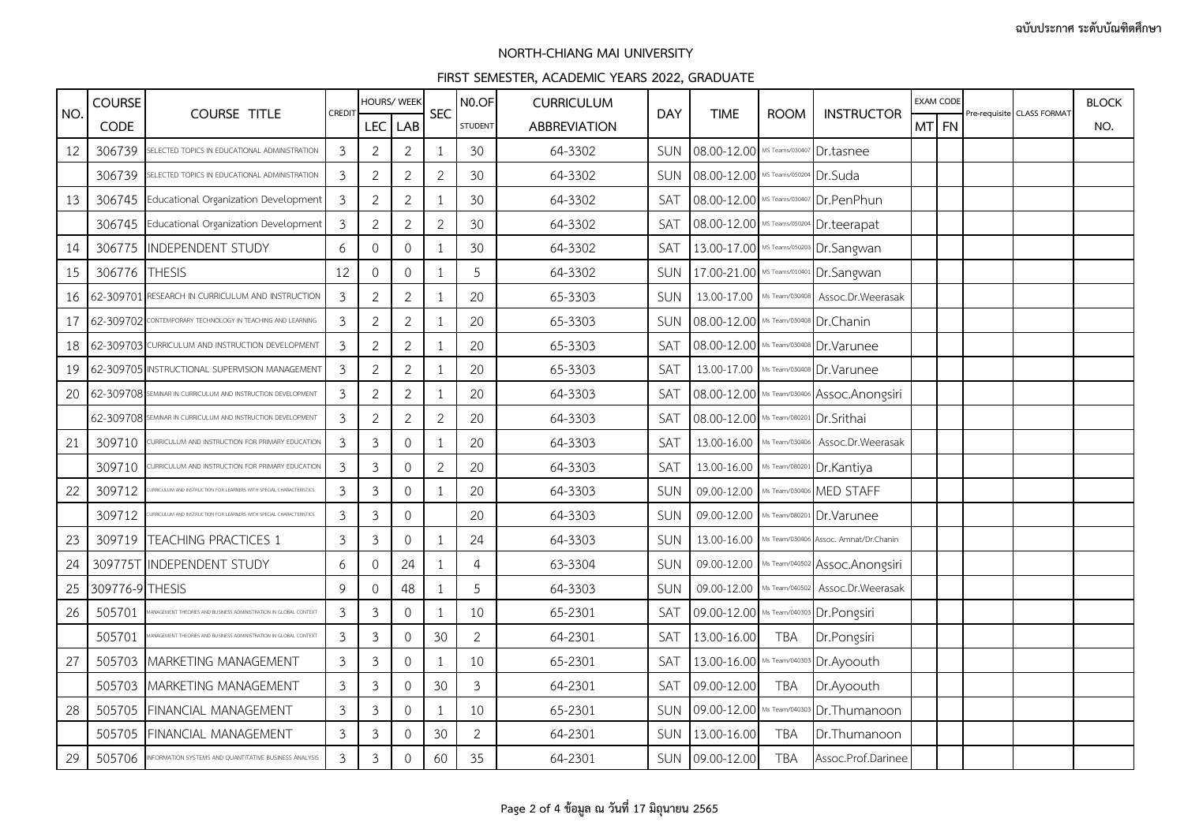ฉบับประกาศ ระดับบัณฑิตศึกษา

## NORTH-CHIANG MAI UNIVERSITY

### FIRST SEMESTER, ACADEMIC YEARS 2022, GRADUATE

| NO. | COURSE CODE | COURSE TITLE | CREDIT | HOURS/ WEEK | | SEC | N0.OF STUDENT | CURRICULUM ABBREVIATION | DAY | TIME | ROOM | INSTRUCTOR | EXAM CODE | | Pre-requisite | CLASS FORMAT | BLOCK NO. |
|---|---|---|---|---|---|---|---|---|---|---|---|---|---|---|---|---|---|
| | | | | LEC | LAB | | | | | | | | MT | FN | | | |
| 12 | 306739 | SELECTED TOPICS IN EDUCATIONAL ADMINISTRATION | 3 | 2 | 2 | 1 | 30 | 64-3302 | SUN | 08.00-12.00 | MS Teams/030407 | Dr.tasnee | | | | | |
| | 306739 | SELECTED TOPICS IN EDUCATIONAL ADMINISTRATION | 3 | 2 | 2 | 2 | 30 | 64-3302 | SUN | 08.00-12.00 | MS Teams/050204 | Dr.Suda | | | | | |
| 13 | 306745 | Educational Organization Development | 3 | 2 | 2 | 1 | 30 | 64-3302 | SAT | 08.00-12.00 | MS Teams/030407 | Dr.PenPhun | | | | | |
| | 306745 | Educational Organization Development | 3 | 2 | 2 | 2 | 30 | 64-3302 | SAT | 08.00-12.00 | MS Teams/050204 | Dr.teerapat | | | | | |
| 14 | 306775 | INDEPENDENT STUDY | 6 | 0 | 0 | 1 | 30 | 64-3302 | SAT | 13.00-17.00 | MS Teams/050203 | Dr.Sangwan | | | | | |
| 15 | 306776 | THESIS | 12 | 0 | 0 | 1 | 5 | 64-3302 | SUN | 17.00-21.00 | MS Teams/010401 | Dr.Sangwan | | | | | |
| 16 | 62-309701 | RESEARCH IN CURRICULUM AND INSTRUCTION | 3 | 2 | 2 | 1 | 20 | 65-3303 | SUN | 13.00-17.00 | Ms Team/030408 | Assoc.Dr.Weerasak | | | | | |
| 17 | 62-309702 | CONTEMPORARY TECHNOLOGY IN TEACHING AND LEARNING | 3 | 2 | 2 | 1 | 20 | 65-3303 | SUN | 08.00-12.00 | Ms Team/030408 | Dr.Chanin | | | | | |
| 18 | 62-309703 | CURRICULUM AND INSTRUCTION DEVELOPMENT | 3 | 2 | 2 | 1 | 20 | 65-3303 | SAT | 08.00-12.00 | Ms Team/030408 | Dr.Varunee | | | | | |
| 19 | 62-309705 | INSTRUCTIONAL SUPERVISION MANAGEMENT | 3 | 2 | 2 | 1 | 20 | 65-3303 | SAT | 13.00-17.00 | Ms Team/030408 | Dr.Varunee | | | | | |
| 20 | 62-309708 | SEMINAR IN CURRICULUM AND INSTRUCTION DEVELOPMENT | 3 | 2 | 2 | 1 | 20 | 64-3303 | SAT | 08.00-12.00 | Ms Team/030406 | Assoc.Anongsiri | | | | | |
| | 62-309708 | SEMINAR IN CURRICULUM AND INSTRUCTION DEVELOPMENT | 3 | 2 | 2 | 2 | 20 | 64-3303 | SAT | 08.00-12.00 | Ms Team/080201 | Dr.Srithai | | | | | |
| 21 | 309710 | CURRICULUM AND INSTRUCTION FOR PRIMARY EDUCATION | 3 | 3 | 0 | 1 | 20 | 64-3303 | SAT | 13.00-16.00 | Ms Team/030406 | Assoc.Dr.Weerasak | | | | | |
| | 309710 | CURRICULUM AND INSTRUCTION FOR PRIMARY EDUCATION | 3 | 3 | 0 | 2 | 20 | 64-3303 | SAT | 13.00-16.00 | Ms Team/080201 | Dr.Kantiya | | | | | |
| 22 | 309712 | CURRICULUM AND INSTRUCTION FOR LEARNERS WITH SPECIAL CHARACTERISTICS | 3 | 3 | 0 | 1 | 20 | 64-3303 | SUN | 09.00-12.00 | Ms Team/030406 | MED STAFF | | | | | |
| | 309712 | CURRICULUM AND INSTRUCTION FOR LEARNERS WITH SPECIAL CHARACTERISTICS | 3 | 3 | 0 | | 20 | 64-3303 | SUN | 09.00-12.00 | Ms Team/080201 | Dr.Varunee | | | | | |
| 23 | 309719 | TEACHING PRACTICES 1 | 3 | 3 | 0 | 1 | 24 | 64-3303 | SUN | 13.00-16.00 | Ms Team/030406 | Assoc. Amnat/Dr.Chanin | | | | | |
| 24 | 309775T | INDEPENDENT STUDY | 6 | 0 | 24 | 1 | 4 | 63-3304 | SUN | 09.00-12.00 | Ms Team/040502 | Assoc.Anongsiri | | | | | |
| 25 | 309776-9 | THESIS | 9 | 0 | 48 | 1 | 5 | 64-3303 | SUN | 09.00-12.00 | Ms Team/040502 | Assoc.Dr.Weerasak | | | | | |
| 26 | 505701 | MANAGEMENT THEORIES AND BUSINESS ADMINISTRATION IN GLOBAL CONTEXT | 3 | 3 | 0 | 1 | 10 | 65-2301 | SAT | 09.00-12.00 | Ms Team/040303 | Dr.Pongsiri | | | | | |
| | 505701 | MANAGEMENT THEORIES AND BUSINESS ADMINISTRATION IN GLOBAL CONTEXT | 3 | 3 | 0 | 30 | 2 | 64-2301 | SAT | 13.00-16.00 | TBA | Dr.Pongsiri | | | | | |
| 27 | 505703 | MARKETING MANAGEMENT | 3 | 3 | 0 | 1 | 10 | 65-2301 | SAT | 13.00-16.00 | Ms Team/040303 | Dr.Ayoouth | | | | | |
| | 505703 | MARKETING MANAGEMENT | 3 | 3 | 0 | 30 | 3 | 64-2301 | SAT | 09.00-12.00 | TBA | Dr.Ayoouth | | | | | |
| 28 | 505705 | FINANCIAL MANAGEMENT | 3 | 3 | 0 | 1 | 10 | 65-2301 | SUN | 09.00-12.00 | Ms Team/040303 | Dr.Thumanoon | | | | | |
| | 505705 | FINANCIAL MANAGEMENT | 3 | 3 | 0 | 30 | 2 | 64-2301 | SUN | 13.00-16.00 | TBA | Dr.Thumanoon | | | | | |
| 29 | 505706 | INFORMATION SYSTEMS AND QUANTITATIVE BUSINESS ANALYSIS | 3 | 3 | 0 | 60 | 35 | 64-2301 | SUN | 09.00-12.00 | TBA | Assoc.Prof.Darinee | | | | | |

Page 2 of 4 ข้อมูล ณ วันที่ 17 มิถุนายน 2565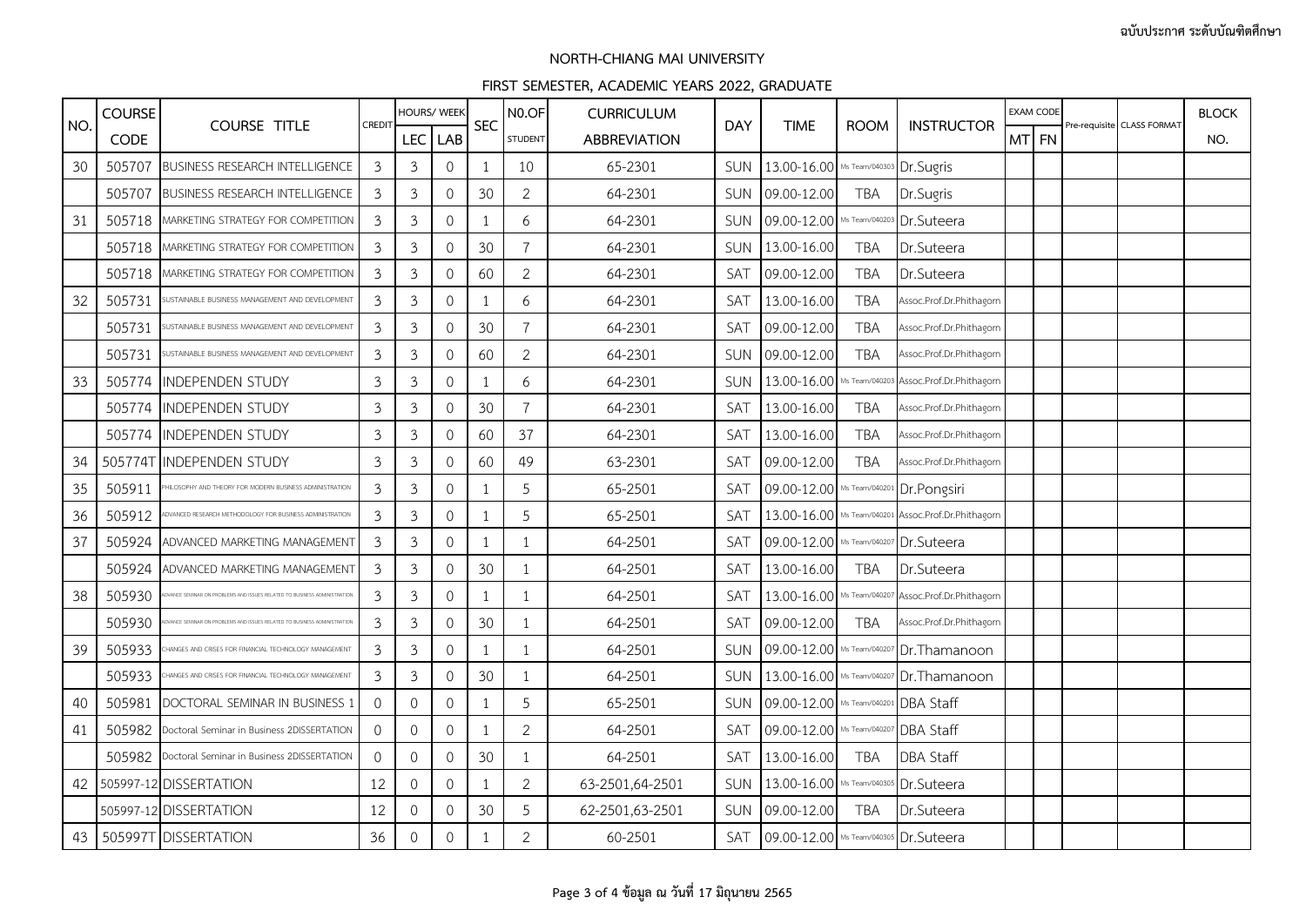ฉบับประกาศ ระดับบัณฑิตศึกษา

# NORTH-CHIANG MAI UNIVERSITY

## FIRST SEMESTER, ACADEMIC YEARS 2022, GRADUATE

| NO. | COURSE CODE | COURSE TITLE | CREDIT | HOURS/ WEEK LEC | LAB | SEC | N0.OF STUDENT | CURRICULUM ABBREVIATION | DAY | TIME | ROOM | INSTRUCTOR | EXAM CODE MT | FN | Pre-requisite | CLASS FORMAT | BLOCK NO. |
|---|---|---|---|---|---|---|---|---|---|---|---|---|---|---|---|---|---|
| 30 | 505707 | BUSINESS RESEARCH INTELLIGENCE | 3 | 3 | 0 | 1 | 10 | 65-2301 | SUN | 13.00-16.00 | Ms Team/040303 | Dr.Sugris | | | | | |
| | 505707 | BUSINESS RESEARCH INTELLIGENCE | 3 | 3 | 0 | 30 | 2 | 64-2301 | SUN | 09.00-12.00 | TBA | Dr.Sugris | | | | | |
| 31 | 505718 | MARKETING STRATEGY FOR COMPETITION | 3 | 3 | 0 | 1 | 6 | 64-2301 | SUN | 09.00-12.00 | Ms Team/040203 | Dr.Suteera | | | | | |
| | 505718 | MARKETING STRATEGY FOR COMPETITION | 3 | 3 | 0 | 30 | 7 | 64-2301 | SUN | 13.00-16.00 | TBA | Dr.Suteera | | | | | |
| | 505718 | MARKETING STRATEGY FOR COMPETITION | 3 | 3 | 0 | 60 | 2 | 64-2301 | SAT | 09.00-12.00 | TBA | Dr.Suteera | | | | | |
| 32 | 505731 | SUSTAINABLE BUSINESS MANAGEMENT AND DEVELOPMENT | 3 | 3 | 0 | 1 | 6 | 64-2301 | SAT | 13.00-16.00 | TBA | Assoc.Prof.Dr.Phithagorn | | | | | |
| | 505731 | SUSTAINABLE BUSINESS MANAGEMENT AND DEVELOPMENT | 3 | 3 | 0 | 30 | 7 | 64-2301 | SAT | 09.00-12.00 | TBA | Assoc.Prof.Dr.Phithagorn | | | | | |
| | 505731 | SUSTAINABLE BUSINESS MANAGEMENT AND DEVELOPMENT | 3 | 3 | 0 | 60 | 2 | 64-2301 | SUN | 09.00-12.00 | TBA | Assoc.Prof.Dr.Phithagorn | | | | | |
| 33 | 505774 | INDEPENDEN STUDY | 3 | 3 | 0 | 1 | 6 | 64-2301 | SUN | 13.00-16.00 | Ms Team/040203 | Assoc.Prof.Dr.Phithagorn | | | | | |
| | 505774 | INDEPENDEN STUDY | 3 | 3 | 0 | 30 | 7 | 64-2301 | SAT | 13.00-16.00 | TBA | Assoc.Prof.Dr.Phithagorn | | | | | |
| | 505774 | INDEPENDEN STUDY | 3 | 3 | 0 | 60 | 37 | 64-2301 | SAT | 13.00-16.00 | TBA | Assoc.Prof.Dr.Phithagorn | | | | | |
| 34 | 505774T | INDEPENDEN STUDY | 3 | 3 | 0 | 60 | 49 | 63-2301 | SAT | 09.00-12.00 | TBA | Assoc.Prof.Dr.Phithagorn | | | | | |
| 35 | 505911 | PHILOSOPHY AND THEORY FOR MODERN BUSINESS ADMINISTRATION | 3 | 3 | 0 | 1 | 5 | 65-2501 | SAT | 09.00-12.00 | Ms Team/040201 | Dr.Pongsiri | | | | | |
| 36 | 505912 | ADVANCED RESEARCH METHODOLOGY FOR BUSINESS ADMINISTRATION | 3 | 3 | 0 | 1 | 5 | 65-2501 | SAT | 13.00-16.00 | Ms Team/040201 | Assoc.Prof.Dr.Phithagorn | | | | | |
| 37 | 505924 | ADVANCED MARKETING MANAGEMENT | 3 | 3 | 0 | 1 | 1 | 64-2501 | SAT | 09.00-12.00 | Ms Team/040207 | Dr.Suteera | | | | | |
| | 505924 | ADVANCED MARKETING MANAGEMENT | 3 | 3 | 0 | 30 | 1 | 64-2501 | SAT | 13.00-16.00 | TBA | Dr.Suteera | | | | | |
| 38 | 505930 | ADVANCE SEMINAR ON PROBLEMS AND ISSUES RELATED TO BUSINESS ADMINISTRATION | 3 | 3 | 0 | 1 | 1 | 64-2501 | SAT | 13.00-16.00 | Ms Team/040207 | Assoc.Prof.Dr.Phithagorn | | | | | |
| | 505930 | ADVANCE SEMINAR ON PROBLEMS AND ISSUES RELATED TO BUSINESS ADMINISTRATION | 3 | 3 | 0 | 30 | 1 | 64-2501 | SAT | 09.00-12.00 | TBA | Assoc.Prof.Dr.Phithagorn | | | | | |
| 39 | 505933 | CHANGES AND CRISES FOR FINANCIAL TECHNOLOGY MANAGEMENT | 3 | 3 | 0 | 1 | 1 | 64-2501 | SUN | 09.00-12.00 | Ms Team/040207 | Dr.Thamanoon | | | | | |
| | 505933 | CHANGES AND CRISES FOR FINANCIAL TECHNOLOGY MANAGEMENT | 3 | 3 | 0 | 30 | 1 | 64-2501 | SUN | 13.00-16.00 | Ms Team/040207 | Dr.Thamanoon | | | | | |
| 40 | 505981 | DOCTORAL SEMINAR IN BUSINESS 1 | 0 | 0 | 0 | 1 | 5 | 65-2501 | SUN | 09.00-12.00 | Ms Team/040201 | DBA Staff | | | | | |
| 41 | 505982 | Doctoral Seminar in Business 2DISSERTATION | 0 | 0 | 0 | 1 | 2 | 64-2501 | SAT | 09.00-12.00 | Ms Team/040207 | DBA Staff | | | | | |
| | 505982 | Doctoral Seminar in Business 2DISSERTATION | 0 | 0 | 0 | 30 | 1 | 64-2501 | SAT | 13.00-16.00 | TBA | DBA Staff | | | | | |
| 42 | 505997-12 | DISSERTATION | 12 | 0 | 0 | 1 | 2 | 63-2501,64-2501 | SUN | 13.00-16.00 | Ms Team/040305 | Dr.Suteera | | | | | |
| | 505997-12 | DISSERTATION | 12 | 0 | 0 | 30 | 5 | 62-2501,63-2501 | SUN | 09.00-12.00 | TBA | Dr.Suteera | | | | | |
| 43 | 505997T | DISSERTATION | 36 | 0 | 0 | 1 | 2 | 60-2501 | SAT | 09.00-12.00 | Ms Team/040305 | Dr.Suteera | | | | | |

ข้อมูล ณ วันที่ 17 มิถุนายน 2565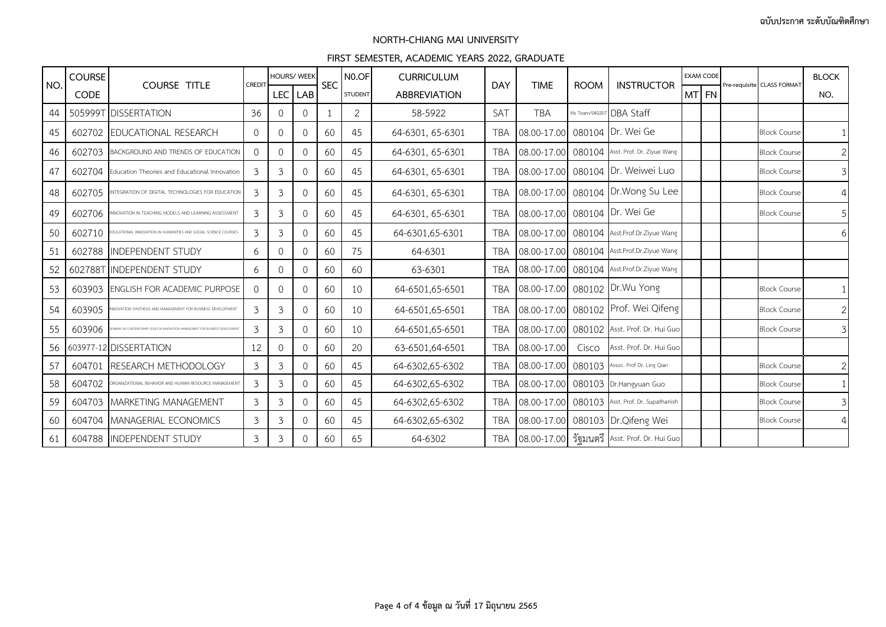ฉบับประกาศ ระดับบัณฑิตศึกษา

## NORTH-CHIANG MAI UNIVERSITY

### FIRST SEMESTER, ACADEMIC YEARS 2022, GRADUATE

| NO. | COURSE CODE | COURSE TITLE | CREDIT | HOURS/ WEEK LEC | HOURS/ WEEK LAB | SEC | N0.OF STUDENT | CURRICULUM ABBREVIATION | DAY | TIME | ROOM | INSTRUCTOR | EXAM CODE MT | EXAM CODE FN | Pre-requisite | CLASS FORMAT | BLOCK NO. |
|---|---|---|---|---|---|---|---|---|---|---|---|---|---|---|---|---|---|
| 44 | 505999T | DISSERTATION | 36 | 0 | 0 | 1 | 2 | 58-5922 | SAT | TBA | Ms Team/040207 | DBA Staff | | | | | |
| 45 | 602702 | EDUCATIONAL RESEARCH | 0 | 0 | 0 | 60 | 45 | 64-6301, 65-6301 | TBA | 08.00-17.00 | 080104 | Dr. Wei Ge | | | | Block Course | 1 |
| 46 | 602703 | BACKGROUND AND TRENDS OF EDUCATION | 0 | 0 | 0 | 60 | 45 | 64-6301, 65-6301 | TBA | 08.00-17.00 | 080104 | Asst. Prof. Dr. Ziyue Wang | | | | Block Course | 2 |
| 47 | 602704 | Education Theories and Educational Innovation | 3 | 3 | 0 | 60 | 45 | 64-6301, 65-6301 | TBA | 08.00-17.00 | 080104 | Dr. Weiwei Luo | | | | Block Course | 3 |
| 48 | 602705 | INTEGRATION OF DIGITAL TECHNOLOGIES FOR EDUCATION | 3 | 3 | 0 | 60 | 45 | 64-6301, 65-6301 | TBA | 08.00-17.00 | 080104 | Dr.Wong Su Lee | | | | Block Course | 4 |
| 49 | 602706 | INNOVATION IN TEACHING MODELS AND LEARNING ASSESSMENT | 3 | 3 | 0 | 60 | 45 | 64-6301, 65-6301 | TBA | 08.00-17.00 | 080104 | Dr. Wei Ge | | | | Block Course | 5 |
| 50 | 602710 | EDUCATIONAL INNOVATION IN HUMANITIES AND SOCIAL SCIENCE COURSES | 3 | 3 | 0 | 60 | 45 | 64-6301,65-6301 | TBA | 08.00-17.00 | 080104 | Asst.Prof.Dr.Ziyue Wang | | | | | 6 |
| 51 | 602788 | INDEPENDENT STUDY | 6 | 0 | 0 | 60 | 75 | 64-6301 | TBA | 08.00-17.00 | 080104 | Asst.Prof.Dr.Ziyue Wang | | | | | |
| 52 | 602788T | INDEPENDENT STUDY | 6 | 0 | 0 | 60 | 60 | 63-6301 | TBA | 08.00-17.00 | 080104 | Asst.Prof.Dr.Ziyue Wang | | | | | |
| 53 | 603903 | ENGLISH FOR ACADEMIC PURPOSE | 0 | 0 | 0 | 60 | 10 | 64-6501,65-6501 | TBA | 08.00-17.00 | 080102 | Dr.Wu Yong | | | | Block Course | 1 |
| 54 | 603905 | INNOVATION SYNTHESIS AND MANAGEMENT FOR BUSINESS DEVELOPMENT | 3 | 3 | 0 | 60 | 10 | 64-6501,65-6501 | TBA | 08.00-17.00 | 080102 | Prof. Wei Qifeng | | | | Block Course | 2 |
| 55 | 603906 | SEMINAR ON CONTEMPORARY ISSUES IN INNOVATION MANAGEMENT FOR BUSINESS DEVELOPMENT | 3 | 3 | 0 | 60 | 10 | 64-6501,65-6501 | TBA | 08.00-17.00 | 080102 | Asst. Prof. Dr. Hui Guo | | | | Block Course | 3 |
| 56 | 603977-12 | DISSERTATION | 12 | 0 | 0 | 60 | 20 | 63-6501,64-6501 | TBA | 08.00-17.00 | Cisco | Asst. Prof. Dr. Hui Guo | | | | | |
| 57 | 604701 | RESEARCH METHODOLOGY | 3 | 3 | 0 | 60 | 45 | 64-6302,65-6302 | TBA | 08.00-17.00 | 080103 | Assoc. Prof Dr. Ling Qian | | | | Block Course | 2 |
| 58 | 604702 | ORGANIZATIONAL BEHAVIOR AND HUMAN RESOURCE MANAGEMENT | 3 | 3 | 0 | 60 | 45 | 64-6302,65-6302 | TBA | 08.00-17.00 | 080103 | Dr.Hangyuan Guo | | | | Block Course | 1 |
| 59 | 604703 | MARKETING MANAGEMENT | 3 | 3 | 0 | 60 | 45 | 64-6302,65-6302 | TBA | 08.00-17.00 | 080103 | Asst. Prof. Dr. Supathanish | | | | Block Course | 3 |
| 60 | 604704 | MANAGERIAL ECONOMICS | 3 | 3 | 0 | 60 | 45 | 64-6302,65-6302 | TBA | 08.00-17.00 | 080103 | Dr.Qifeng Wei | | | | Block Course | 4 |
| 61 | 604788 | INDEPENDENT STUDY | 3 | 3 | 0 | 60 | 65 | 64-6302 | TBA | 08.00-17.00 | รัฐมนตรี | Asst. Prof. Dr. Hui Guo | | | | | |

ข้อมูล ณ วันที่ 17 มิถุนายน 2565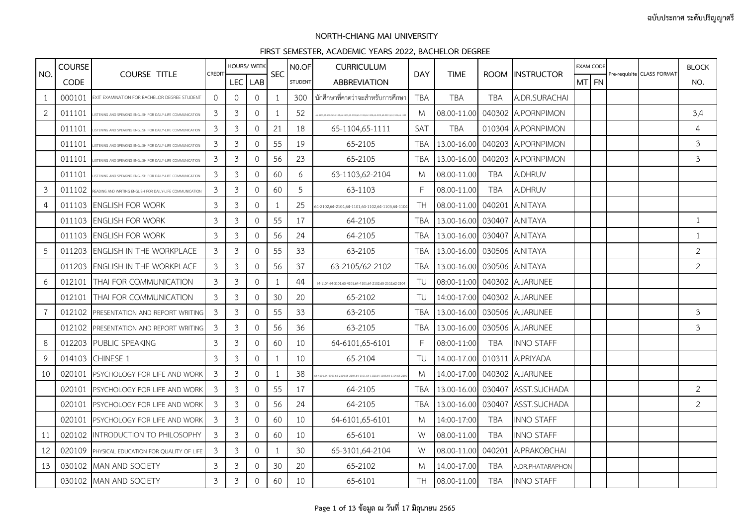ฉบับประกาศ ระดับปริญญาตรี

# NORTH-CHIANG MAI UNIVERSITY

## FIRST SEMESTER, ACADEMIC YEARS 2022, BACHELOR DEGREE

| NO. | COURSE CODE | COURSE TITLE | CREDIT | HOURS/ WEEK LEC | LAB | SEC | N0.OF STUDENT | CURRICULUM ABBREVIATION | DAY | TIME | ROOM | INSTRUCTOR | EXAM CODE MT | FN | Pre-requisite | CLASS FORMAT | BLOCK NO. |
|---|---|---|---|---|---|---|---|---|---|---|---|---|---|---|---|---|---|
| 1 | 000101 | EXIT EXAMINATION FOR BACHELOR DEGREE STUDENT | 0 | 0 | 0 | 1 | 300 | นักศึกษาที่คาดว่าจะสำเร็จการศึกษา | TBA | TBA | TBA | A.DR.SURACHAI | | | | | |
| 2 | 011101 | LISTENING AND SPEAKING ENGLISH FOR DAILY-LIFE COMMUNICATION | 3 | 3 | 0 | 1 | 52 | 65-1101,65-2102,65-2104,65-1103,65-1102,65-1105,65-6101,65-4101,65-3101,65-1111 | M | 08.00-11.00 | 040302 | A.PORNPIMON | | | | | 3,4 |
| | 011101 | LISTENING AND SPEAKING ENGLISH FOR DAILY-LIFE COMMUNICATION | 3 | 3 | 0 | 21 | 18 | 65-1104,65-1111 | SAT | TBA | 010304 | A.PORNPIMON | | | | | 4 |
| | 011101 | LISTENING AND SPEAKING ENGLISH FOR DAILY-LIFE COMMUNICATION | 3 | 3 | 0 | 55 | 19 | 65-2105 | TBA | 13.00-16.00 | 040203 | A.PORNPIMON | | | | | 3 |
| | 011101 | LISTENING AND SPEAKING ENGLISH FOR DAILY-LIFE COMMUNICATION | 3 | 3 | 0 | 56 | 23 | 65-2105 | TBA | 13.00-16.00 | 040203 | A.PORNPIMON | | | | | 3 |
| | 011101 | LISTENING AND SPEAKING ENGLISH FOR DAILY-LIFE COMMUNICATION | 3 | 3 | 0 | 60 | 6 | 63-1103,62-2104 | M | 08.00-11.00 | TBA | A.DHRUV | | | | | |
| 3 | 011102 | READING AND WRITING ENGLISH FOR DAILY-LIFE COMMUNICATION | 3 | 3 | 0 | 60 | 5 | 63-1103 | F | 08.00-11.00 | TBA | A.DHRUV | | | | | |
| 4 | 011103 | ENGLISH FOR WORK | 3 | 3 | 0 | 1 | 25 | 64-2102,64-2104,64-1101,64-1102,64-1103,64-1104 | TH | 08.00-11.00 | 040201 | A.NITAYA | | | | | |
| | 011103 | ENGLISH FOR WORK | 3 | 3 | 0 | 55 | 17 | 64-2105 | TBA | 13.00-16.00 | 030407 | A.NITAYA | | | | | 1 |
| | 011103 | ENGLISH FOR WORK | 3 | 3 | 0 | 56 | 24 | 64-2105 | TBA | 13.00-16.00 | 030407 | A.NITAYA | | | | | 1 |
| 5 | 011203 | ENGLISH IN THE WORKPLACE | 3 | 3 | 0 | 55 | 33 | 63-2105 | TBA | 13.00-16.00 | 030506 | A.NITAYA | | | | | 2 |
| | 011203 | ENGLISH IN THE WORKPLACE | 3 | 3 | 0 | 56 | 37 | 63-2105/62-2102 | TBA | 13.00-16.00 | 030506 | A.NITAYA | | | | | 2 |
| 6 | 012101 | THAI FOR COMMUNICATION | 3 | 3 | 0 | 1 | 44 | 64-1104,64-3101,63-4101,64-4101,64-2102,65-2102,62-2104 | TU | 08:00-11:00 | 040302 | A.JARUNEE | | | | | |
| | 012101 | THAI FOR COMMUNICATION | 3 | 3 | 0 | 30 | 20 | 65-2102 | TU | 14:00-17:00 | 040302 | A.JARUNEE | | | | | |
| 7 | 012102 | PRESENTATION AND REPORT WRITING | 3 | 3 | 0 | 55 | 33 | 63-2105 | TBA | 13.00-16.00 | 030506 | A.JARUNEE | | | | | 3 |
| | 012102 | PRESENTATION AND REPORT WRITING | 3 | 3 | 0 | 56 | 36 | 63-2105 | TBA | 13.00-16.00 | 030506 | A.JARUNEE | | | | | 3 |
| 8 | 012203 | PUBLIC SPEAKING | 3 | 3 | 0 | 60 | 10 | 64-6101,65-6101 | F | 08:00-11:00 | TBA | INNO STAFF | | | | | |
| 9 | 014103 | CHINESE 1 | 3 | 3 | 0 | 1 | 10 | 65-2104 | TU | 14.00-17.00 | 010311 | A.PRIYADA | | | | | |
| 10 | 020101 | PSYCHOLOGY FOR LIFE AND WORK | 3 | 3 | 0 | 1 | 38 | 63-4101,64-4101,64-2104,65-2104,64-1101,64-1102,64-1103,64-1104,65-2102 | M | 14.00-17.00 | 040302 | A.JARUNEE | | | | | |
| | 020101 | PSYCHOLOGY FOR LIFE AND WORK | 3 | 3 | 0 | 55 | 17 | 64-2105 | TBA | 13.00-16.00 | 030407 | ASST.SUCHADA | | | | | 2 |
| | 020101 | PSYCHOLOGY FOR LIFE AND WORK | 3 | 3 | 0 | 56 | 24 | 64-2105 | TBA | 13.00-16.00 | 030407 | ASST.SUCHADA | | | | | 2 |
| | 020101 | PSYCHOLOGY FOR LIFE AND WORK | 3 | 3 | 0 | 60 | 10 | 64-6101,65-6101 | M | 14:00-17:00 | TBA | INNO STAFF | | | | | |
| 11 | 020102 | INTRODUCTION TO PHILOSOPHY | 3 | 3 | 0 | 60 | 10 | 65-6101 | W | 08.00-11.00 | TBA | INNO STAFF | | | | | |
| 12 | 020109 | PHYSICAL EDUCATION FOR QUALITY OF LIFE | 3 | 3 | 0 | 1 | 30 | 65-3101,64-2104 | W | 08.00-11.00 | 040201 | A.PRAKOBCHAI | | | | | |
| 13 | 030102 | MAN AND SOCIETY | 3 | 3 | 0 | 30 | 20 | 65-2102 | M | 14.00-17.00 | TBA | A.DR.PHATARAPHON | | | | | |
| | 030102 | MAN AND SOCIETY | 3 | 3 | 0 | 60 | 10 | 65-6101 | TH | 08.00-11.00 | TBA | INNO STAFF | | | | | |

ข้อมูล ณ วันที่ 17 มิถุนายน 2565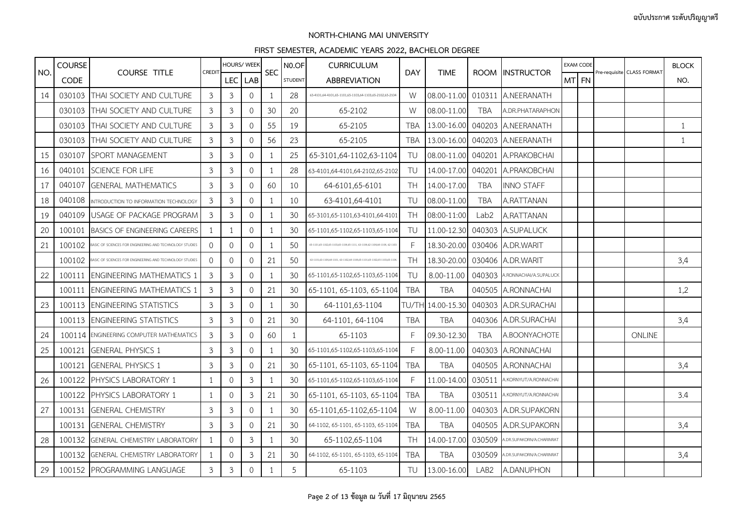ฉบับประกาศ ระดับปริญญาตรี

# NORTH-CHIANG MAI UNIVERSITY

## FIRST SEMESTER, ACADEMIC YEARS 2022, BACHELOR DEGREE

| NO. | COURSE CODE | COURSE TITLE | CREDIT | HOURS/ WEEK LEC | LAB | SEC | N0.OF STUDENT | CURRICULUM ABBREVIATION | DAY | TIME | ROOM | INSTRUCTOR | EXAM CODE MT | FN | Pre-requisite | CLASS FORMAT | BLOCK NO. |
|---|---|---|---|---|---|---|---|---|---|---|---|---|---|---|---|---|---|
| 14 | 030103 | THAI SOCIETY AND CULTURE | 3 | 3 | 0 | 1 | 28 | 63-4101,64-4101,65-1101,65-1103,64-1103,65-2102,65-2104 | W | 08.00-11.00 | 010311 | A.NEERANATH | | | | | |
| | 030103 | THAI SOCIETY AND CULTURE | 3 | 3 | 0 | 30 | 20 | 65-2102 | W | 08.00-11.00 | TBA | A.DR.PHATARAPHON | | | | | |
| | 030103 | THAI SOCIETY AND CULTURE | 3 | 3 | 0 | 55 | 19 | 65-2105 | TBA | 13.00-16.00 | 040203 | A.NEERANATH | | | | | 1 |
| | 030103 | THAI SOCIETY AND CULTURE | 3 | 3 | 0 | 56 | 23 | 65-2105 | TBA | 13.00-16.00 | 040203 | A.NEERANATH | | | | | 1 |
| 15 | 030107 | SPORT MANAGEMENT | 3 | 3 | 0 | 1 | 25 | 65-3101,64-1102,63-1104 | TU | 08.00-11.00 | 040201 | A.PRAKOBCHAI | | | | | |
| 16 | 040101 | SCIENCE FOR LIFE | 3 | 3 | 0 | 1 | 28 | 63-4101,64-4101,64-2102,65-2102 | TU | 14.00-17.00 | 040201 | A.PRAKOBCHAI | | | | | |
| 17 | 040107 | GENERAL MATHEMATICS | 3 | 3 | 0 | 60 | 10 | 64-6101,65-6101 | TH | 14.00-17.00 | TBA | INNO STAFF | | | | | |
| 18 | 040108 | INTRODUCTION TO INFORMATION TECHNOLOGY | 3 | 3 | 0 | 1 | 10 | 63-4101,64-4101 | TU | 08.00-11.00 | TBA | A.RATTANAN | | | | | |
| 19 | 040109 | USAGE OF PACKAGE PROGRAM | 3 | 3 | 0 | 1 | 30 | 65-3101,65-1101,63-4101,64-4101 | TH | 08:00-11:00 | Lab2 | A.RATTANAN | | | | | |
| 20 | 100101 | BASICS OF ENGINEERING CAREERS | 1 | 1 | 0 | 1 | 30 | 65-1101,65-1102,65-1103,65-1104 | TU | 11.00-12.30 | 040303 | A.SUPALUCK | | | | | |
| 21 | 100102 | BASIC OF SCIENCES FOR ENGINEERING AND TECHNOLOGY STUDIES | 0 | 0 | 0 | 1 | 50 | 65-1101,65-1102,65-1103,65-1104,65-1111, 62-1104,62-1104,64-1104, 62-1103 | F | 18.30-20.00 | 030406 | A.DR.WARIT | | | | | |
| | 100102 | BASIC OF SCIENCES FOR ENGINEERING AND TECHNOLOGY STUDIES | 0 | 0 | 0 | 21 | 50 | 63-1101,63-1104,64-1101, 63-1102,64-1104,65-1101,65-1102,65-1103,65-1104, | TH | 18.30-20.00 | 030406 | A.DR.WARIT | | | | | 3,4 |
| 22 | 100111 | ENGINEERING MATHEMATICS 1 | 3 | 3 | 0 | 1 | 30 | 65-1101,65-1102,65-1103,65-1104 | TU | 8.00-11.00 | 040303 | A.RONNACHAI/A.SUPALUCK | | | | | |
| | 100111 | ENGINEERING MATHEMATICS 1 | 3 | 3 | 0 | 21 | 30 | 65-1101, 65-1103, 65-1104 | TBA | TBA | 040505 | A.RONNACHAI | | | | | 1,2 |
| 23 | 100113 | ENGINEERING STATISTICS | 3 | 3 | 0 | 1 | 30 | 64-1101,63-1104 | TU/TH | 14.00-15.30 | 040303 | A.DR.SURACHAI | | | | | |
| | 100113 | ENGINEERING STATISTICS | 3 | 3 | 0 | 21 | 30 | 64-1101, 64-1104 | TBA | TBA | 040306 | A.DR.SURACHAI | | | | | 3,4 |
| 24 | 100114 | ENGINEERING COMPUTER MATHEMATICS | 3 | 3 | 0 | 60 | 1 | 65-1103 | F | 09.30-12.30 | TBA | A.BOONYACHOTE | | | | ONLINE | |
| 25 | 100121 | GENERAL PHYSICS 1 | 3 | 3 | 0 | 1 | 30 | 65-1101,65-1102,65-1103,65-1104 | F | 8.00-11.00 | 040303 | A.RONNACHAI | | | | | |
| | 100121 | GENERAL PHYSICS 1 | 3 | 3 | 0 | 21 | 30 | 65-1101, 65-1103, 65-1104 | TBA | TBA | 040505 | A.RONNACHAI | | | | | 3,4 |
| 26 | 100122 | PHYSICS LABORATORY 1 | 1 | 0 | 3 | 1 | 30 | 65-1101,65-1102,65-1103,65-1104 | F | 11.00-14.00 | 030511 | A.KORNYUT/A.RONNACHAI | | | | | |
| | 100122 | PHYSICS LABORATORY 1 | 1 | 0 | 3 | 21 | 30 | 65-1101, 65-1103, 65-1104 | TBA | TBA | 030511 | A.KORNYUT/A.RONNACHAI | | | | | 3.4 |
| 27 | 100131 | GENERAL CHEMISTRY | 3 | 3 | 0 | 1 | 30 | 65-1101,65-1102,65-1104 | W | 8.00-11.00 | 040303 | A.DR.SUPAKORN | | | | | |
| | 100131 | GENERAL CHEMISTRY | 3 | 3 | 0 | 21 | 30 | 64-1102, 65-1101, 65-1103, 65-1104 | TBA | TBA | 040505 | A.DR.SUPAKORN | | | | | 3,4 |
| 28 | 100132 | GENERAL CHEMISTRY LABORATORY | 1 | 0 | 3 | 1 | 30 | 65-1102,65-1104 | TH | 14.00-17.00 | 030509 | A.DR.SUPAKORN/A.CHARINRAT | | | | | |
| | 100132 | GENERAL CHEMISTRY LABORATORY | 1 | 0 | 3 | 21 | 30 | 64-1102, 65-1101, 65-1103, 65-1104 | TBA | TBA | 030509 | A.DR.SUPAKORN/A.CHARINRAT | | | | | 3,4 |
| 29 | 100152 | PROGRAMMING LANGUAGE | 3 | 3 | 0 | 1 | 5 | 65-1103 | TU | 13.00-16.00 | LAB2 | A.DANUPHON | | | | | |

ข้อมูล ณ วันที่ 17 มิถุนายน 2565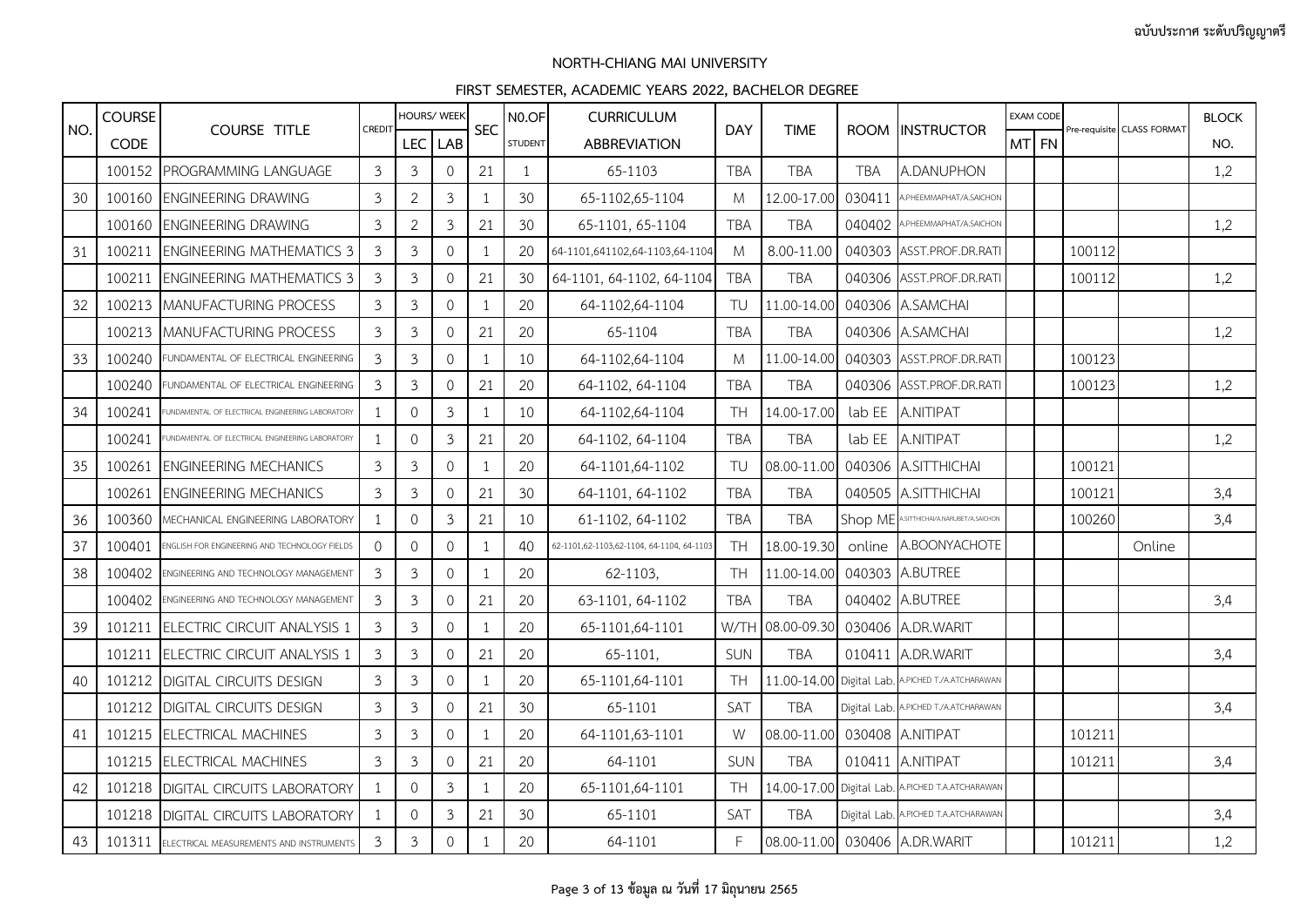ฉบับประกาศ ระดับปริญญาตรี

NORTH-CHIANG MAI UNIVERSITY

FIRST SEMESTER, ACADEMIC YEARS 2022, BACHELOR DEGREE

| NO. | COURSE CODE | COURSE TITLE | CREDIT | HOURS/ WEEK LEC | LAB | SEC | N0.OF STUDENT | CURRICULUM ABBREVIATION | DAY | TIME | ROOM | INSTRUCTOR | EXAM CODE MT | FN | Pre-requisite | CLASS FORMAT | BLOCK NO. |
|---|---|---|---|---|---|---|---|---|---|---|---|---|---|---|---|---|---|
| | 100152 | PROGRAMMING LANGUAGE | 3 | 3 | 0 | 21 | 1 | 65-1103 | TBA | TBA | TBA | A.DANUPHON | | | | | 1,2 |
| 30 | 100160 | ENGINEERING DRAWING | 3 | 2 | 3 | 1 | 30 | 65-1102,65-1104 | M | 12.00-17.00 | 030411 | A.PHEEMMAPHAT/A.SAICHON | | | | | |
| | 100160 | ENGINEERING DRAWING | 3 | 2 | 3 | 21 | 30 | 65-1101, 65-1104 | TBA | TBA | 040402 | A.PHEEMMAPHAT/A.SAICHON | | | | | 1,2 |
| 31 | 100211 | ENGINEERING MATHEMATICS 3 | 3 | 3 | 0 | 1 | 20 | 64-1101,641102,64-1103,64-1104 | M | 8.00-11.00 | 040303 | ASST.PROF.DR.RATI | | | 100112 | | |
| | 100211 | ENGINEERING MATHEMATICS 3 | 3 | 3 | 0 | 21 | 30 | 64-1101, 64-1102, 64-1104 | TBA | TBA | 040306 | ASST.PROF.DR.RATI | | | 100112 | | 1,2 |
| 32 | 100213 | MANUFACTURING PROCESS | 3 | 3 | 0 | 1 | 20 | 64-1102,64-1104 | TU | 11.00-14.00 | 040306 | A.SAMCHAI | | | | | |
| | 100213 | MANUFACTURING PROCESS | 3 | 3 | 0 | 21 | 20 | 65-1104 | TBA | TBA | 040306 | A.SAMCHAI | | | | | 1,2 |
| 33 | 100240 | FUNDAMENTAL OF ELECTRICAL ENGINEERING | 3 | 3 | 0 | 1 | 10 | 64-1102,64-1104 | M | 11.00-14.00 | 040303 | ASST.PROF.DR.RATI | | | 100123 | | |
| | 100240 | FUNDAMENTAL OF ELECTRICAL ENGINEERING | 3 | 3 | 0 | 21 | 20 | 64-1102, 64-1104 | TBA | TBA | 040306 | ASST.PROF.DR.RATI | | | 100123 | | 1,2 |
| 34 | 100241 | FUNDAMENTAL OF ELECTRICAL ENGINEERING LABORATORY | 1 | 0 | 3 | 1 | 10 | 64-1102,64-1104 | TH | 14.00-17.00 | lab EE | A.NITIPAT | | | | | |
| | 100241 | FUNDAMENTAL OF ELECTRICAL ENGINEERING LABORATORY | 1 | 0 | 3 | 21 | 20 | 64-1102, 64-1104 | TBA | TBA | lab EE | A.NITIPAT | | | | | 1,2 |
| 35 | 100261 | ENGINEERING MECHANICS | 3 | 3 | 0 | 1 | 20 | 64-1101,64-1102 | TU | 08.00-11.00 | 040306 | A.SITTHICHAI | | | 100121 | | |
| | 100261 | ENGINEERING MECHANICS | 3 | 3 | 0 | 21 | 30 | 64-1101, 64-1102 | TBA | TBA | 040505 | A.SITTHICHAI | | | 100121 | | 3,4 |
| 36 | 100360 | MECHANICAL ENGINEERING LABORATORY | 1 | 0 | 3 | 21 | 10 | 61-1102, 64-1102 | TBA | TBA | Shop ME | A.SITTHICHAI/A.NARUBET/A.SAICHON | | | 100260 | | 3,4 |
| 37 | 100401 | ENGLISH FOR ENGINEERING AND TECHNOLOGY FIELDS | 0 | 0 | 0 | 1 | 40 | 62-1101,62-1103,62-1104, 64-1104, 64-1103 | TH | 18.00-19.30 | online | A.BOONYACHOTE | | | | Online | |
| 38 | 100402 | ENGINEERING AND TECHNOLOGY MANAGEMENT | 3 | 3 | 0 | 1 | 20 | 62-1103, | TH | 11.00-14.00 | 040303 | A.BUTREE | | | | | |
| | 100402 | ENGINEERING AND TECHNOLOGY MANAGEMENT | 3 | 3 | 0 | 21 | 20 | 63-1101, 64-1102 | TBA | TBA | 040402 | A.BUTREE | | | | | 3,4 |
| 39 | 101211 | ELECTRIC CIRCUIT ANALYSIS 1 | 3 | 3 | 0 | 1 | 20 | 65-1101,64-1101 | W/TH | 08.00-09.30 | 030406 | A.DR.WARIT | | | | | |
| | 101211 | ELECTRIC CIRCUIT ANALYSIS 1 | 3 | 3 | 0 | 21 | 20 | 65-1101, | SUN | TBA | 010411 | A.DR.WARIT | | | | | 3,4 |
| 40 | 101212 | DIGITAL CIRCUITS DESIGN | 3 | 3 | 0 | 1 | 20 | 65-1101,64-1101 | TH | 11.00-14.00 | Digital Lab. | A.PICHED T./A.ATCHARAWAN | | | | | |
| | 101212 | DIGITAL CIRCUITS DESIGN | 3 | 3 | 0 | 21 | 30 | 65-1101 | SAT | TBA | Digital Lab. | A.PICHED T./A.ATCHARAWAN | | | | | 3,4 |
| 41 | 101215 | ELECTRICAL MACHINES | 3 | 3 | 0 | 1 | 20 | 64-1101,63-1101 | W | 08.00-11.00 | 030408 | A.NITIPAT | | | 101211 | | |
| | 101215 | ELECTRICAL MACHINES | 3 | 3 | 0 | 21 | 20 | 64-1101 | SUN | TBA | 010411 | A.NITIPAT | | | 101211 | | 3,4 |
| 42 | 101218 | DIGITAL CIRCUITS LABORATORY | 1 | 0 | 3 | 1 | 20 | 65-1101,64-1101 | TH | 14.00-17.00 | Digital Lab. | A.PICHED T.A.ATCHARAWAN | | | | | |
| | 101218 | DIGITAL CIRCUITS LABORATORY | 1 | 0 | 3 | 21 | 30 | 65-1101 | SAT | TBA | Digital Lab. | A.PICHED T.A.ATCHARAWAN | | | | | 3,4 |
| 43 | 101311 | ELECTRICAL MEASUREMENTS AND INSTRUMENTS | 3 | 3 | 0 | 1 | 20 | 64-1101 | F | 08.00-11.00 | 030406 | A.DR.WARIT | | | 101211 | | 1,2 |

ข้อมูล ณ วันที่ 17 มิถุนายน 2565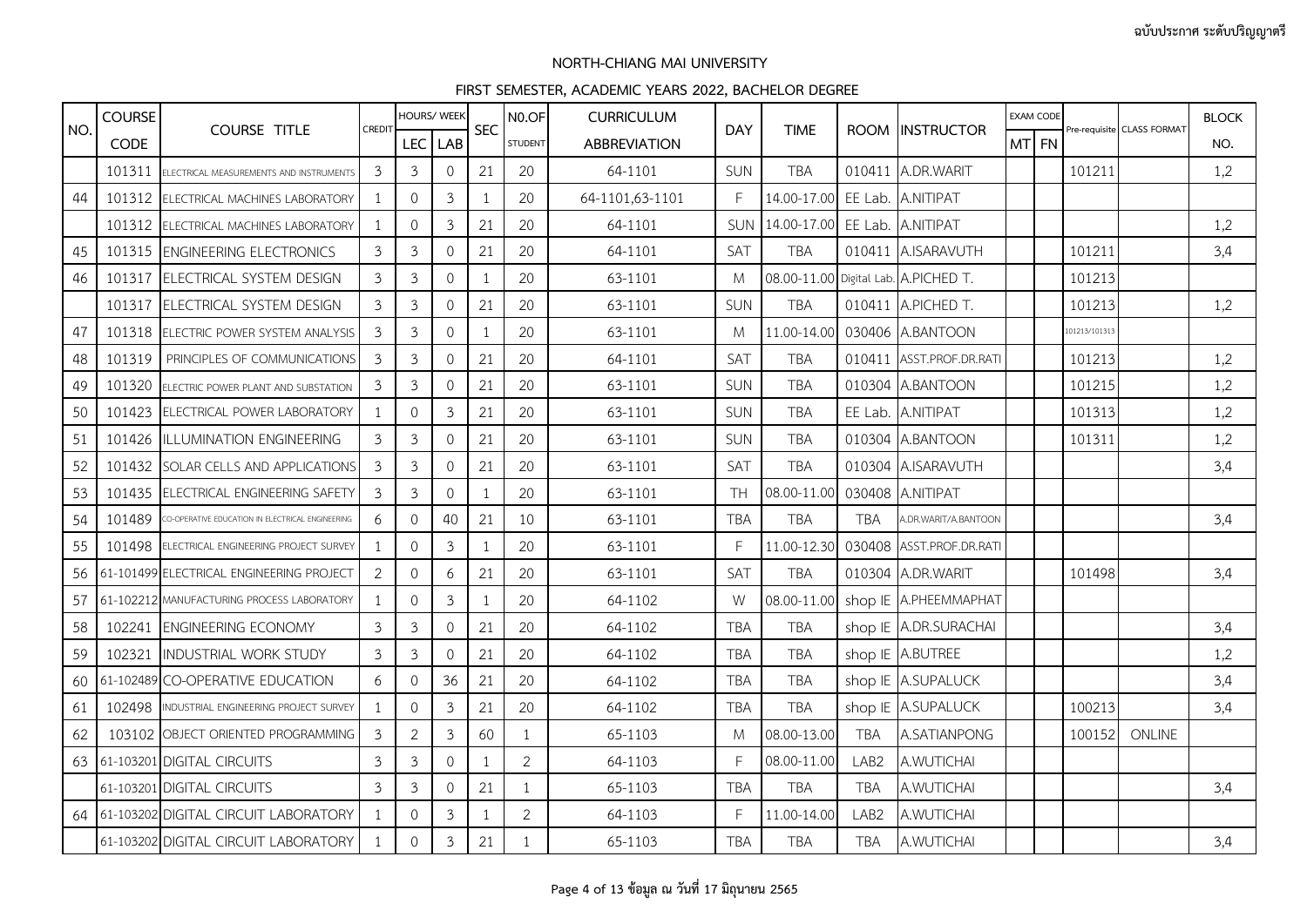ฉบับประกาศ ระดับปริญญาตรี

# NORTH-CHIANG MAI UNIVERSITY

## FIRST SEMESTER, ACADEMIC YEARS 2022, BACHELOR DEGREE

| NO. | COURSE CODE | COURSE TITLE | CREDIT | HOURS/ WEEK LEC | LAB | SEC | N0.OF STUDENT | CURRICULUM ABBREVIATION | DAY | TIME | ROOM | INSTRUCTOR | EXAM CODE MT | FN | Pre-requisite | CLASS FORMAT | BLOCK NO. |
|---|---|---|---|---|---|---|---|---|---|---|---|---|---|---|---|---|---|
| | 101311 | ELECTRICAL MEASUREMENTS AND INSTRUMENTS | 3 | 3 | 0 | 21 | 20 | 64-1101 | SUN | TBA | 010411 | A.DR.WARIT | | | 101211 | | 1,2 |
| 44 | 101312 | ELECTRICAL MACHINES LABORATORY | 1 | 0 | 3 | 1 | 20 | 64-1101,63-1101 | F | 14.00-17.00 | EE Lab. | A.NITIPAT | | | | | |
| | 101312 | ELECTRICAL MACHINES LABORATORY | 1 | 0 | 3 | 21 | 20 | 64-1101 | SUN | 14.00-17.00 | EE Lab. | A.NITIPAT | | | | | 1,2 |
| 45 | 101315 | ENGINEERING ELECTRONICS | 3 | 3 | 0 | 21 | 20 | 64-1101 | SAT | TBA | 010411 | A.ISARAVUTH | | | 101211 | | 3,4 |
| 46 | 101317 | ELECTRICAL SYSTEM DESIGN | 3 | 3 | 0 | 1 | 20 | 63-1101 | M | 08.00-11.00 | Digital Lab. | A.PICHED T. | | | 101213 | | |
| | 101317 | ELECTRICAL SYSTEM DESIGN | 3 | 3 | 0 | 21 | 20 | 63-1101 | SUN | TBA | 010411 | A.PICHED T. | | | 101213 | | 1,2 |
| 47 | 101318 | ELECTRIC POWER SYSTEM ANALYSIS | 3 | 3 | 0 | 1 | 20 | 63-1101 | M | 11.00-14.00 | 030406 | A.BANTOON | | | 101213/101313 | | |
| 48 | 101319 | PRINCIPLES OF COMMUNICATIONS | 3 | 3 | 0 | 21 | 20 | 64-1101 | SAT | TBA | 010411 | ASST.PROF.DR.RATI | | | 101213 | | 1,2 |
| 49 | 101320 | ELECTRIC POWER PLANT AND SUBSTATION | 3 | 3 | 0 | 21 | 20 | 63-1101 | SUN | TBA | 010304 | A.BANTOON | | | 101215 | | 1,2 |
| 50 | 101423 | ELECTRICAL POWER LABORATORY | 1 | 0 | 3 | 21 | 20 | 63-1101 | SUN | TBA | EE Lab. | A.NITIPAT | | | 101313 | | 1,2 |
| 51 | 101426 | ILLUMINATION ENGINEERING | 3 | 3 | 0 | 21 | 20 | 63-1101 | SUN | TBA | 010304 | A.BANTOON | | | 101311 | | 1,2 |
| 52 | 101432 | SOLAR CELLS AND APPLICATIONS | 3 | 3 | 0 | 21 | 20 | 63-1101 | SAT | TBA | 010304 | A.ISARAVUTH | | | | | 3,4 |
| 53 | 101435 | ELECTRICAL ENGINEERING SAFETY | 3 | 3 | 0 | 1 | 20 | 63-1101 | TH | 08.00-11.00 | 030408 | A.NITIPAT | | | | | |
| 54 | 101489 | CO-OPERATIVE EDUCATION IN ELECTRICAL ENGINEERING | 6 | 0 | 40 | 21 | 10 | 63-1101 | TBA | TBA | TBA | A.DR.WARIT/A.BANTOON | | | | | 3,4 |
| 55 | 101498 | ELECTRICAL ENGINEERING PROJECT SURVEY | 1 | 0 | 3 | 1 | 20 | 63-1101 | F | 11.00-12.30 | 030408 | ASST.PROF.DR.RATI | | | | | |
| 56 | 61-101499 | ELECTRICAL ENGINEERING PROJECT | 2 | 0 | 6 | 21 | 20 | 63-1101 | SAT | TBA | 010304 | A.DR.WARIT | | | 101498 | | 3,4 |
| 57 | 61-102212 | MANUFACTURING PROCESS LABORATORY | 1 | 0 | 3 | 1 | 20 | 64-1102 | W | 08.00-11.00 | shop IE | A.PHEEMMAPHAT | | | | | |
| 58 | 102241 | ENGINEERING ECONOMY | 3 | 3 | 0 | 21 | 20 | 64-1102 | TBA | TBA | shop IE | A.DR.SURACHAI | | | | | 3,4 |
| 59 | 102321 | INDUSTRIAL WORK STUDY | 3 | 3 | 0 | 21 | 20 | 64-1102 | TBA | TBA | shop IE | A.BUTREE | | | | | 1,2 |
| 60 | 61-102489 | CO-OPERATIVE EDUCATION | 6 | 0 | 36 | 21 | 20 | 64-1102 | TBA | TBA | shop IE | A.SUPALUCK | | | | | 3,4 |
| 61 | 102498 | INDUSTRIAL ENGINEERING PROJECT SURVEY | 1 | 0 | 3 | 21 | 20 | 64-1102 | TBA | TBA | shop IE | A.SUPALUCK | | | 100213 | | 3,4 |
| 62 | 103102 | OBJECT ORIENTED PROGRAMMING | 3 | 2 | 3 | 60 | 1 | 65-1103 | M | 08.00-13.00 | TBA | A.SATIANPONG | | | 100152 | ONLINE | |
| 63 | 61-103201 | DIGITAL CIRCUITS | 3 | 3 | 0 | 1 | 2 | 64-1103 | F | 08.00-11.00 | LAB2 | A.WUTICHAI | | | | | |
| | 61-103201 | DIGITAL CIRCUITS | 3 | 3 | 0 | 21 | 1 | 65-1103 | TBA | TBA | TBA | A.WUTICHAI | | | | | 3,4 |
| 64 | 61-103202 | DIGITAL CIRCUIT LABORATORY | 1 | 0 | 3 | 1 | 2 | 64-1103 | F | 11.00-14.00 | LAB2 | A.WUTICHAI | | | | | |
| | 61-103202 | DIGITAL CIRCUIT LABORATORY | 1 | 0 | 3 | 21 | 1 | 65-1103 | TBA | TBA | TBA | A.WUTICHAI | | | | | 3,4 |

Page 4 of 13 ข้อมูล ณ วันที่ 17 มิถุนายน 2565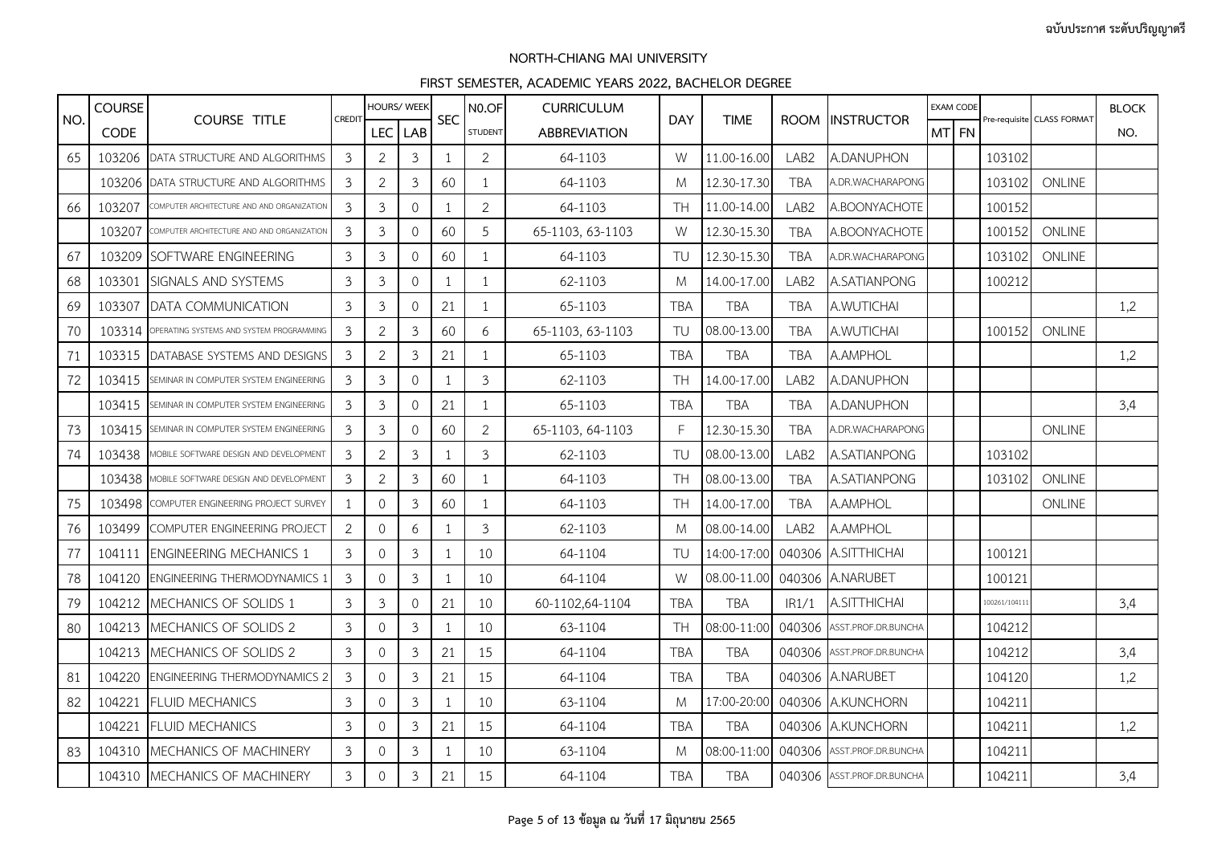ฉบับประกาศ ระดับปริญญาตรี

## NORTH-CHIANG MAI UNIVERSITY

### FIRST SEMESTER, ACADEMIC YEARS 2022, BACHELOR DEGREE

| NO. | COURSE CODE | COURSE TITLE | CREDIT | HOURS/ WEEK | | SEC | N0.OF STUDENT | CURRICULUM ABBREVIATION | DAY | TIME | ROOM | INSTRUCTOR | EXAM CODE | | Pre-requisite | CLASS FORMAT | BLOCK NO. |
|---|---|---|---|---|---|---|---|---|---|---|---|---|---|---|---|---|---|
| | | | | LEC | LAB | | | | | | | | MT | FN | | | |
| 65 | 103206 | DATA STRUCTURE AND ALGORITHMS | 3 | 2 | 3 | 1 | 2 | 64-1103 | W | 11.00-16.00 | LAB2 | A.DANUPHON | | | 103102 | | |
| | 103206 | DATA STRUCTURE AND ALGORITHMS | 3 | 2 | 3 | 60 | 1 | 64-1103 | M | 12.30-17.30 | TBA | A.DR.WACHARAPONG | | | 103102 | ONLINE | |
| 66 | 103207 | COMPUTER ARCHITECTURE AND AND ORGANIZATION | 3 | 3 | 0 | 1 | 2 | 64-1103 | TH | 11.00-14.00 | LAB2 | A.BOONYACHOTE | | | 100152 | | |
| | 103207 | COMPUTER ARCHITECTURE AND AND ORGANIZATION | 3 | 3 | 0 | 60 | 5 | 65-1103, 63-1103 | W | 12.30-15.30 | TBA | A.BOONYACHOTE | | | 100152 | ONLINE | |
| 67 | 103209 | SOFTWARE ENGINEERING | 3 | 3 | 0 | 60 | 1 | 64-1103 | TU | 12.30-15.30 | TBA | A.DR.WACHARAPONG | | | 103102 | ONLINE | |
| 68 | 103301 | SIGNALS AND SYSTEMS | 3 | 3 | 0 | 1 | 1 | 62-1103 | M | 14.00-17.00 | LAB2 | A.SATIANPONG | | | 100212 | | |
| 69 | 103307 | DATA COMMUNICATION | 3 | 3 | 0 | 21 | 1 | 65-1103 | TBA | TBA | TBA | A.WUTICHAI | | | | | 1,2 |
| 70 | 103314 | OPERATING SYSTEMS AND SYSTEM PROGRAMMING | 3 | 2 | 3 | 60 | 6 | 65-1103, 63-1103 | TU | 08.00-13.00 | TBA | A.WUTICHAI | | | 100152 | ONLINE | |
| 71 | 103315 | DATABASE SYSTEMS AND DESIGNS | 3 | 2 | 3 | 21 | 1 | 65-1103 | TBA | TBA | TBA | A.AMPHOL | | | | | 1,2 |
| 72 | 103415 | SEMINAR IN COMPUTER SYSTEM ENGINEERING | 3 | 3 | 0 | 1 | 3 | 62-1103 | TH | 14.00-17.00 | LAB2 | A.DANUPHON | | | | | |
| | 103415 | SEMINAR IN COMPUTER SYSTEM ENGINEERING | 3 | 3 | 0 | 21 | 1 | 65-1103 | TBA | TBA | TBA | A.DANUPHON | | | | | 3,4 |
| 73 | 103415 | SEMINAR IN COMPUTER SYSTEM ENGINEERING | 3 | 3 | 0 | 60 | 2 | 65-1103, 64-1103 | F | 12.30-15.30 | TBA | A.DR.WACHARAPONG | | | | ONLINE | |
| 74 | 103438 | MOBILE SOFTWARE DESIGN AND DEVELOPMENT | 3 | 2 | 3 | 1 | 3 | 62-1103 | TU | 08.00-13.00 | LAB2 | A.SATIANPONG | | | 103102 | | |
| | 103438 | MOBILE SOFTWARE DESIGN AND DEVELOPMENT | 3 | 2 | 3 | 60 | 1 | 64-1103 | TH | 08.00-13.00 | TBA | A.SATIANPONG | | | 103102 | ONLINE | |
| 75 | 103498 | COMPUTER ENGINEERING PROJECT SURVEY | 1 | 0 | 3 | 60 | 1 | 64-1103 | TH | 14.00-17.00 | TBA | A.AMPHOL | | | | ONLINE | |
| 76 | 103499 | COMPUTER ENGINEERING PROJECT | 2 | 0 | 6 | 1 | 3 | 62-1103 | M | 08.00-14.00 | LAB2 | A.AMPHOL | | | | | |
| 77 | 104111 | ENGINEERING MECHANICS 1 | 3 | 0 | 3 | 1 | 10 | 64-1104 | TU | 14:00-17:00 | 040306 | A.SITTHICHAI | | | 100121 | | |
| 78 | 104120 | ENGINEERING THERMODYNAMICS 1 | 3 | 0 | 3 | 1 | 10 | 64-1104 | W | 08.00-11.00 | 040306 | A.NARUBET | | | 100121 | | |
| 79 | 104212 | MECHANICS OF SOLIDS 1 | 3 | 3 | 0 | 21 | 10 | 60-1102,64-1104 | TBA | TBA | IR1/1 | A.SITTHICHAI | | | 100261/104111 | | 3,4 |
| 80 | 104213 | MECHANICS OF SOLIDS 2 | 3 | 0 | 3 | 1 | 10 | 63-1104 | TH | 08:00-11:00 | 040306 | ASST.PROF.DR.BUNCHA | | | 104212 | | |
| | 104213 | MECHANICS OF SOLIDS 2 | 3 | 0 | 3 | 21 | 15 | 64-1104 | TBA | TBA | 040306 | ASST.PROF.DR.BUNCHA | | | 104212 | | 3,4 |
| 81 | 104220 | ENGINEERING THERMODYNAMICS 2 | 3 | 0 | 3 | 21 | 15 | 64-1104 | TBA | TBA | 040306 | A.NARUBET | | | 104120 | | 1,2 |
| 82 | 104221 | FLUID MECHANICS | 3 | 0 | 3 | 1 | 10 | 63-1104 | M | 17:00-20:00 | 040306 | A.KUNCHORN | | | 104211 | | |
| | 104221 | FLUID MECHANICS | 3 | 0 | 3 | 21 | 15 | 64-1104 | TBA | TBA | 040306 | A.KUNCHORN | | | 104211 | | 1,2 |
| 83 | 104310 | MECHANICS OF MACHINERY | 3 | 0 | 3 | 1 | 10 | 63-1104 | M | 08:00-11:00 | 040306 | ASST.PROF.DR.BUNCHA | | | 104211 | | |
| | 104310 | MECHANICS OF MACHINERY | 3 | 0 | 3 | 21 | 15 | 64-1104 | TBA | TBA | 040306 | ASST.PROF.DR.BUNCHA | | | 104211 | | 3,4 |

Page 5 of 13 ข้อมูล ณ วันที่ 17 มิถุนายน 2565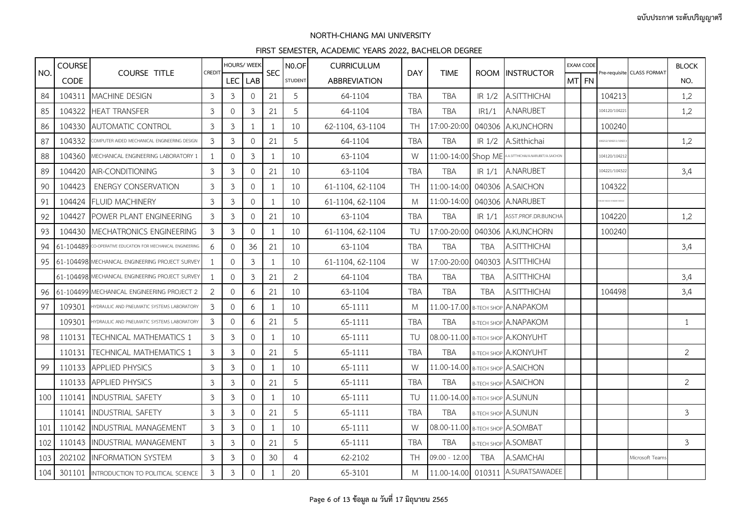ฉบับประกาศ ระดับปริญญาตรี

# NORTH-CHIANG MAI UNIVERSITY

## FIRST SEMESTER, ACADEMIC YEARS 2022, BACHELOR DEGREE

| NO. | COURSE CODE | COURSE TITLE | CREDIT | HOURS/ WEEK | | SEC | N0.OF STUDENT | CURRICULUM ABBREVIATION | DAY | TIME | ROOM | INSTRUCTOR | EXAM CODE | | Pre-requisite | CLASS FORMAT | BLOCK NO. |
|---|---|---|---|---|---|---|---|---|---|---|---|---|---|---|---|---|---|
| | | | | LEC | LAB | | | | | | | | MT | FN | | | |
| 84 | 104311 | MACHINE DESIGN | 3 | 3 | 0 | 21 | 5 | 64-1104 | TBA | TBA | IR 1/2 | A.SITTHICHAI | | | 104213 | | 1,2 |
| 85 | 104322 | HEAT TRANSFER | 3 | 0 | 3 | 21 | 5 | 64-1104 | TBA | TBA | IR1/1 | A.NARUBET | | | 104120/104221 | | 1,2 |
| 86 | 104330 | AUTOMATIC CONTROL | 3 | 3 | 1 | 1 | 10 | 62-1104, 63-1104 | TH | 17:00-20:00 | 040306 | A.KUNCHORN | | | 100240 | | |
| 87 | 104332 | COMPUTER AIDED MECHANICAL ENGINEERING DESIGN | 3 | 3 | 0 | 21 | 5 | 64-1104 | TBA | TBA | IR 1/2 | A.Sitthichai | | | 100212/104211/104213 | | 1,2 |
| 88 | 104360 | MECHANICAL ENGINEERING LABORATORY 1 | 1 | 0 | 3 | 1 | 10 | 63-1104 | W | 11:00-14:00 | Shop ME | A.A.SITTHICHAI/A.NARUBET/A.SAICHON | | | 104120/104212 | | |
| 89 | 104420 | AIR-CONDITIONING | 3 | 3 | 0 | 21 | 10 | 63-1104 | TBA | TBA | IR 1/1 | A.NARUBET | | | 104221/104322 | | 3,4 |
| 90 | 104423 | ENERGY CONSERVATION | 3 | 3 | 0 | 1 | 10 | 61-1104, 62-1104 | TH | 11:00-14:00 | 040306 | A.SAICHON | | | 104322 | | |
| 91 | 104424 | FLUID MACHINERY | 3 | 3 | 0 | 1 | 10 | 61-1104, 62-1104 | M | 11:00-14:00 | 040306 | A.NARUBET | | | 104120/104221/104220/104322 | | |
| 92 | 104427 | POWER PLANT ENGINEERING | 3 | 3 | 0 | 21 | 10 | 63-1104 | TBA | TBA | IR 1/1 | ASST.PROF.DR.BUNCHA | | | 104220 | | 1,2 |
| 93 | 104430 | MECHATRONICS ENGINEERING | 3 | 3 | 0 | 1 | 10 | 61-1104, 62-1104 | TU | 17:00-20:00 | 040306 | A.KUNCHORN | | | 100240 | | |
| 94 | 61-104489 | CO-OPERATIVE EDUCATION FOR MECHANICAL ENGINEERING | 6 | 0 | 36 | 21 | 10 | 63-1104 | TBA | TBA | TBA | A.SITTHICHAI | | | | | 3,4 |
| 95 | 61-104498 | MECHANICAL ENGINEERING PROJECT SURVEY | 1 | 0 | 3 | 1 | 10 | 61-1104, 62-1104 | W | 17:00-20:00 | 040303 | A.SITTHICHAI | | | | | |
| | 61-104498 | MECHANICAL ENGINEERING PROJECT SURVEY | 1 | 0 | 3 | 21 | 2 | 64-1104 | TBA | TBA | TBA | A.SITTHICHAI | | | | | 3,4 |
| 96 | 61-104499 | MECHANICAL ENGINEERING PROJECT 2 | 2 | 0 | 6 | 21 | 10 | 63-1104 | TBA | TBA | TBA | A.SITTHICHAI | | | 104498 | | 3,4 |
| 97 | 109301 | HYDRAULIC AND PNEUMATIC SYSTEMS LABORATORY | 3 | 0 | 6 | 1 | 10 | 65-1111 | M | 11.00-17.00 | B-TECH SHOP | A.NAPAKOM | | | | | |
| | 109301 | HYDRAULIC AND PNEUMATIC SYSTEMS LABORATORY | 3 | 0 | 6 | 21 | 5 | 65-1111 | TBA | TBA | B-TECH SHOP | A.NAPAKOM | | | | | 1 |
| 98 | 110131 | TECHNICAL MATHEMATICS 1 | 3 | 3 | 0 | 1 | 10 | 65-1111 | TU | 08.00-11.00 | B-TECH SHOP | A.KONYUHT | | | | | |
| | 110131 | TECHNICAL MATHEMATICS 1 | 3 | 3 | 0 | 21 | 5 | 65-1111 | TBA | TBA | B-TECH SHOP | A.KONYUHT | | | | | 2 |
| 99 | 110133 | APPLIED PHYSICS | 3 | 3 | 0 | 1 | 10 | 65-1111 | W | 11.00-14.00 | B-TECH SHOP | A.SAICHON | | | | | |
| | 110133 | APPLIED PHYSICS | 3 | 3 | 0 | 21 | 5 | 65-1111 | TBA | TBA | B-TECH SHOP | A.SAICHON | | | | | 2 |
| 100 | 110141 | INDUSTRIAL SAFETY | 3 | 3 | 0 | 1 | 10 | 65-1111 | TU | 11.00-14.00 | B-TECH SHOP | A.SUNUN | | | | | |
| | 110141 | INDUSTRIAL SAFETY | 3 | 3 | 0 | 21 | 5 | 65-1111 | TBA | TBA | B-TECH SHOP | A.SUNUN | | | | | 3 |
| 101 | 110142 | INDUSTRIAL MANAGEMENT | 3 | 3 | 0 | 1 | 10 | 65-1111 | W | 08.00-11.00 | B-TECH SHOP | A.SOMBAT | | | | | |
| 102 | 110143 | INDUSTRIAL MANAGEMENT | 3 | 3 | 0 | 21 | 5 | 65-1111 | TBA | TBA | B-TECH SHOP | A.SOMBAT | | | | | 3 |
| 103 | 202102 | INFORMATION SYSTEM | 3 | 3 | 0 | 30 | 4 | 62-2102 | TH | 09.00 - 12.00 | TBA | A.SAMCHAI | | | | Microsoft Teams | |
| 104 | 301101 | INTRODUCTION TO POLITICAL SCIENCE | 3 | 3 | 0 | 1 | 20 | 65-3101 | M | 11.00-14.00 | 010311 | A.SURATSAWADEE | | | | | |

ข้อมูล ณ วันที่ 17 มิถุนายน 2565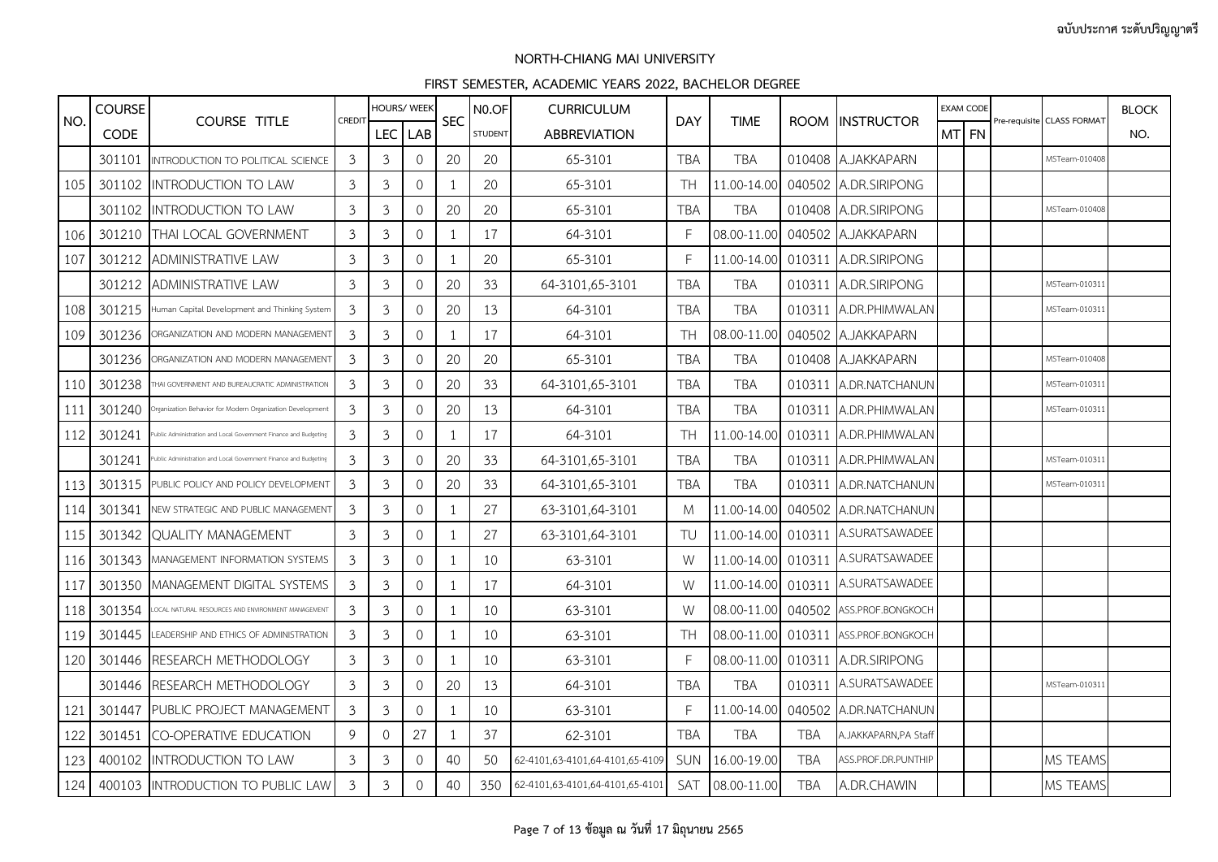ฉบับประกาศ ระดับปริญญาตรี

## NORTH-CHIANG MAI UNIVERSITY

### FIRST SEMESTER, ACADEMIC YEARS 2022, BACHELOR DEGREE

| NO. | COURSE CODE | COURSE TITLE | CREDIT | HOURS/ WEEK | | SEC | N0.OF STUDENT | CURRICULUM ABBREVIATION | DAY | TIME | ROOM | INSTRUCTOR | EXAM CODE | | Pre-requisite | CLASS FORMAT | BLOCK NO. |
|---|---|---|---|---|---|---|---|---|---|---|---|---|---|---|---|---|---|
| | | | | LEC | LAB | | | | | | | | MT | FN | | | |
| | 301101 | INTRODUCTION TO POLITICAL SCIENCE | 3 | 3 | 0 | 20 | 20 | 65-3101 | TBA | TBA | 010408 | A.JAKKAPARN | | | | MSTeam-010408 | |
| 105 | 301102 | INTRODUCTION TO LAW | 3 | 3 | 0 | 1 | 20 | 65-3101 | TH | 11.00-14.00 | 040502 | A.DR.SIRIPONG | | | | | |
| | 301102 | INTRODUCTION TO LAW | 3 | 3 | 0 | 20 | 20 | 65-3101 | TBA | TBA | 010408 | A.DR.SIRIPONG | | | | MSTeam-010408 | |
| 106 | 301210 | THAI LOCAL GOVERNMENT | 3 | 3 | 0 | 1 | 17 | 64-3101 | F | 08.00-11.00 | 040502 | A.JAKKAPARN | | | | | |
| 107 | 301212 | ADMINISTRATIVE LAW | 3 | 3 | 0 | 1 | 20 | 65-3101 | F | 11.00-14.00 | 010311 | A.DR.SIRIPONG | | | | | |
| | 301212 | ADMINISTRATIVE LAW | 3 | 3 | 0 | 20 | 33 | 64-3101,65-3101 | TBA | TBA | 010311 | A.DR.SIRIPONG | | | | MSTeam-010311 | |
| 108 | 301215 | Human Capital Development and Thinking System | 3 | 3 | 0 | 20 | 13 | 64-3101 | TBA | TBA | 010311 | A.DR.PHIMWALAN | | | | MSTeam-010311 | |
| 109 | 301236 | ORGANIZATION AND MODERN MANAGEMENT | 3 | 3 | 0 | 1 | 17 | 64-3101 | TH | 08.00-11.00 | 040502 | A.JAKKAPARN | | | | | |
| | 301236 | ORGANIZATION AND MODERN MANAGEMENT | 3 | 3 | 0 | 20 | 20 | 65-3101 | TBA | TBA | 010408 | A.JAKKAPARN | | | | MSTeam-010408 | |
| 110 | 301238 | THAI GOVERNMENT AND BUREAUCRATIC ADMINISTRATION | 3 | 3 | 0 | 20 | 33 | 64-3101,65-3101 | TBA | TBA | 010311 | A.DR.NATCHANUN | | | | MSTeam-010311 | |
| 111 | 301240 | Organization Behavior for Modern Organization Development | 3 | 3 | 0 | 20 | 13 | 64-3101 | TBA | TBA | 010311 | A.DR.PHIMWALAN | | | | MSTeam-010311 | |
| 112 | 301241 | Public Administration and Local Government Finance and Budgeting | 3 | 3 | 0 | 1 | 17 | 64-3101 | TH | 11.00-14.00 | 010311 | A.DR.PHIMWALAN | | | | | |
| | 301241 | Public Administration and Local Government Finance and Budgeting | 3 | 3 | 0 | 20 | 33 | 64-3101,65-3101 | TBA | TBA | 010311 | A.DR.PHIMWALAN | | | | MSTeam-010311 | |
| 113 | 301315 | PUBLIC POLICY AND POLICY DEVELOPMENT | 3 | 3 | 0 | 20 | 33 | 64-3101,65-3101 | TBA | TBA | 010311 | A.DR.NATCHANUN | | | | MSTeam-010311 | |
| 114 | 301341 | NEW STRATEGIC AND PUBLIC MANAGEMENT | 3 | 3 | 0 | 1 | 27 | 63-3101,64-3101 | M | 11.00-14.00 | 040502 | A.DR.NATCHANUN | | | | | |
| 115 | 301342 | QUALITY MANAGEMENT | 3 | 3 | 0 | 1 | 27 | 63-3101,64-3101 | TU | 11.00-14.00 | 010311 | A.SURATSAWADEE | | | | | |
| 116 | 301343 | MANAGEMENT INFORMATION SYSTEMS | 3 | 3 | 0 | 1 | 10 | 63-3101 | W | 11.00-14.00 | 010311 | A.SURATSAWADEE | | | | | |
| 117 | 301350 | MANAGEMENT DIGITAL SYSTEMS | 3 | 3 | 0 | 1 | 17 | 64-3101 | W | 11.00-14.00 | 010311 | A.SURATSAWADEE | | | | | |
| 118 | 301354 | LOCAL NATURAL RESOURCES AND ENVIRONMENT MANAGEMENT | 3 | 3 | 0 | 1 | 10 | 63-3101 | W | 08.00-11.00 | 040502 | ASS.PROF.BONGKOCH | | | | | |
| 119 | 301445 | LEADERSHIP AND ETHICS OF ADMINISTRATION | 3 | 3 | 0 | 1 | 10 | 63-3101 | TH | 08.00-11.00 | 010311 | ASS.PROF.BONGKOCH | | | | | |
| 120 | 301446 | RESEARCH METHODOLOGY | 3 | 3 | 0 | 1 | 10 | 63-3101 | F | 08.00-11.00 | 010311 | A.DR.SIRIPONG | | | | | |
| | 301446 | RESEARCH METHODOLOGY | 3 | 3 | 0 | 20 | 13 | 64-3101 | TBA | TBA | 010311 | A.SURATSAWADEE | | | | MSTeam-010311 | |
| 121 | 301447 | PUBLIC PROJECT MANAGEMENT | 3 | 3 | 0 | 1 | 10 | 63-3101 | F | 11.00-14.00 | 040502 | A.DR.NATCHANUN | | | | | |
| 122 | 301451 | CO-OPERATIVE EDUCATION | 9 | 0 | 27 | 1 | 37 | 62-3101 | TBA | TBA | TBA | A.JAKKAPARN,PA Staff | | | | | |
| 123 | 400102 | INTRODUCTION TO LAW | 3 | 3 | 0 | 40 | 50 | 62-4101,63-4101,64-4101,65-4109 | SUN | 16.00-19.00 | TBA | ASS.PROF.DR.PUNTHIP | | | | MS TEAMS | |
| 124 | 400103 | INTRODUCTION TO PUBLIC LAW | 3 | 3 | 0 | 40 | 350 | 62-4101,63-4101,64-4101,65-4101 | SAT | 08.00-11.00 | TBA | A.DR.CHAWIN | | | | MS TEAMS | |

Page 7 of 13 ข้อมูล ณ วันที่ 17 มิถุนายน 2565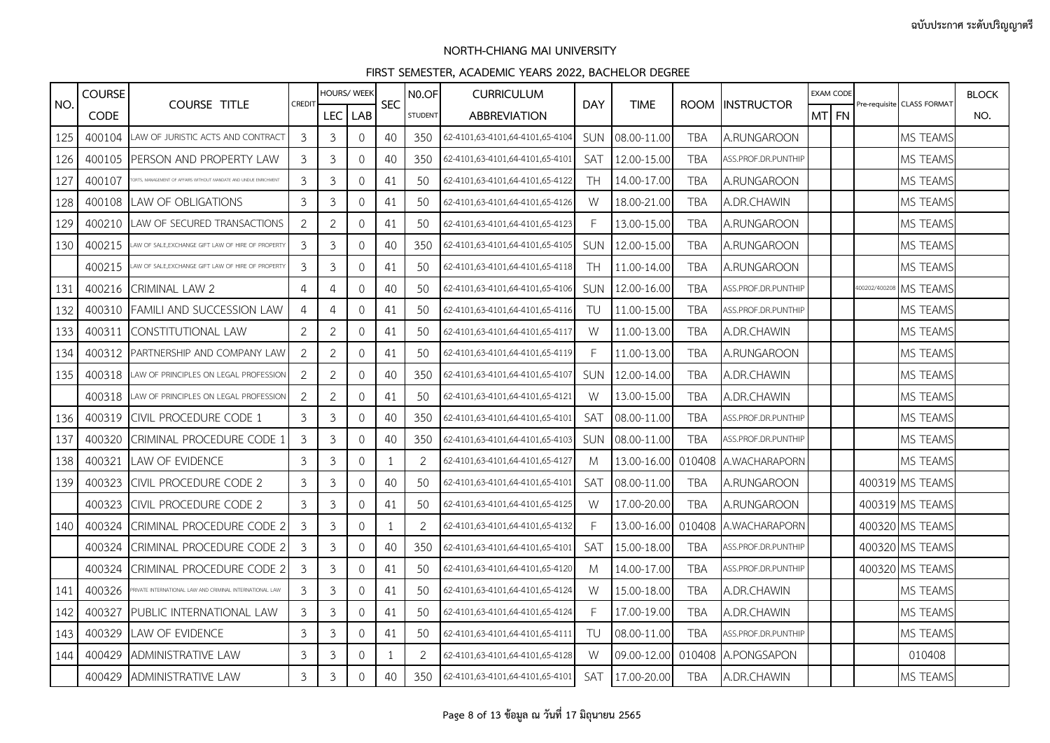ฉบับประกาศ ระดับปริญญาตรี

## NORTH-CHIANG MAI UNIVERSITY

### FIRST SEMESTER, ACADEMIC YEARS 2022, BACHELOR DEGREE

| NO. | COURSE CODE | COURSE TITLE | CREDIT | HOURS/ WEEK | | SEC | N0.OF STUDENT | CURRICULUM ABBREVIATION | DAY | TIME | ROOM | INSTRUCTOR | EXAM CODE | | Pre-requisite | CLASS FORMAT | BLOCK NO. |
|---|---|---|---|---|---|---|---|---|---|---|---|---|---|---|---|---|---|
| | | | | LEC | LAB | | | | | | | | MT | FN | | | |
| 125 | 400104 | LAW OF JURISTIC ACTS AND CONTRACT | 3 | 3 | 0 | 40 | 350 | 62-4101,63-4101,64-4101,65-4104 | SUN | 08.00-11.00 | TBA | A.RUNGAROON | | | | MS TEAMS | |
| 126 | 400105 | PERSON AND PROPERTY LAW | 3 | 3 | 0 | 40 | 350 | 62-4101,63-4101,64-4101,65-4101 | SAT | 12.00-15.00 | TBA | ASS.PROF.DR.PUNTHIP | | | | MS TEAMS | |
| 127 | 400107 | TORTS, MANAGEMENT OF AFFAIRS WITHOUT MANDATE AND UNDUE ENRICHMENT | 3 | 3 | 0 | 41 | 50 | 62-4101,63-4101,64-4101,65-4122 | TH | 14.00-17.00 | TBA | A.RUNGAROON | | | | MS TEAMS | |
| 128 | 400108 | LAW OF OBLIGATIONS | 3 | 3 | 0 | 41 | 50 | 62-4101,63-4101,64-4101,65-4126 | W | 18.00-21.00 | TBA | A.DR.CHAWIN | | | | MS TEAMS | |
| 129 | 400210 | LAW OF SECURED TRANSACTIONS | 2 | 2 | 0 | 41 | 50 | 62-4101,63-4101,64-4101,65-4123 | F | 13.00-15.00 | TBA | A.RUNGAROON | | | | MS TEAMS | |
| 130 | 400215 | LAW OF SALE,EXCHANGE GIFT LAW OF HIRE OF PROPERTY | 3 | 3 | 0 | 40 | 350 | 62-4101,63-4101,64-4101,65-4105 | SUN | 12.00-15.00 | TBA | A.RUNGAROON | | | | MS TEAMS | |
| | 400215 | LAW OF SALE,EXCHANGE GIFT LAW OF HIRE OF PROPERTY | 3 | 3 | 0 | 41 | 50 | 62-4101,63-4101,64-4101,65-4118 | TH | 11.00-14.00 | TBA | A.RUNGAROON | | | | MS TEAMS | |
| 131 | 400216 | CRIMINAL LAW 2 | 4 | 4 | 0 | 40 | 50 | 62-4101,63-4101,64-4101,65-4106 | SUN | 12.00-16.00 | TBA | ASS.PROF.DR.PUNTHIP | | | 400202/400208 | MS TEAMS | |
| 132 | 400310 | FAMILI AND SUCCESSION LAW | 4 | 4 | 0 | 41 | 50 | 62-4101,63-4101,64-4101,65-4116 | TU | 11.00-15.00 | TBA | ASS.PROF.DR.PUNTHIP | | | | MS TEAMS | |
| 133 | 400311 | CONSTITUTIONAL LAW | 2 | 2 | 0 | 41 | 50 | 62-4101,63-4101,64-4101,65-4117 | W | 11.00-13.00 | TBA | A.DR.CHAWIN | | | | MS TEAMS | |
| 134 | 400312 | PARTNERSHIP AND COMPANY LAW | 2 | 2 | 0 | 41 | 50 | 62-4101,63-4101,64-4101,65-4119 | F | 11.00-13.00 | TBA | A.RUNGAROON | | | | MS TEAMS | |
| 135 | 400318 | LAW OF PRINCIPLES ON LEGAL PROFESSION | 2 | 2 | 0 | 40 | 350 | 62-4101,63-4101,64-4101,65-4107 | SUN | 12.00-14.00 | TBA | A.DR.CHAWIN | | | | MS TEAMS | |
| | 400318 | LAW OF PRINCIPLES ON LEGAL PROFESSION | 2 | 2 | 0 | 41 | 50 | 62-4101,63-4101,64-4101,65-4121 | W | 13.00-15.00 | TBA | A.DR.CHAWIN | | | | MS TEAMS | |
| 136 | 400319 | CIVIL PROCEDURE CODE 1 | 3 | 3 | 0 | 40 | 350 | 62-4101,63-4101,64-4101,65-4101 | SAT | 08.00-11.00 | TBA | ASS.PROF.DR.PUNTHIP | | | | MS TEAMS | |
| 137 | 400320 | CRIMINAL PROCEDURE CODE 1 | 3 | 3 | 0 | 40 | 350 | 62-4101,63-4101,64-4101,65-4103 | SUN | 08.00-11.00 | TBA | ASS.PROF.DR.PUNTHIP | | | | MS TEAMS | |
| 138 | 400321 | LAW OF EVIDENCE | 3 | 3 | 0 | 1 | 2 | 62-4101,63-4101,64-4101,65-4127 | M | 13.00-16.00 | 010408 | A.WACHARAPORN | | | | MS TEAMS | |
| 139 | 400323 | CIVIL PROCEDURE CODE 2 | 3 | 3 | 0 | 40 | 50 | 62-4101,63-4101,64-4101,65-4101 | SAT | 08.00-11.00 | TBA | A.RUNGAROON | | | 400319 | MS TEAMS | |
| | 400323 | CIVIL PROCEDURE CODE 2 | 3 | 3 | 0 | 41 | 50 | 62-4101,63-4101,64-4101,65-4125 | W | 17.00-20.00 | TBA | A.RUNGAROON | | | 400319 | MS TEAMS | |
| 140 | 400324 | CRIMINAL PROCEDURE CODE 2 | 3 | 3 | 0 | 1 | 2 | 62-4101,63-4101,64-4101,65-4132 | F | 13.00-16.00 | 010408 | A.WACHARAPORN | | | 400320 | MS TEAMS | |
| | 400324 | CRIMINAL PROCEDURE CODE 2 | 3 | 3 | 0 | 40 | 350 | 62-4101,63-4101,64-4101,65-4101 | SAT | 15.00-18.00 | TBA | ASS.PROF.DR.PUNTHIP | | | 400320 | MS TEAMS | |
| | 400324 | CRIMINAL PROCEDURE CODE 2 | 3 | 3 | 0 | 41 | 50 | 62-4101,63-4101,64-4101,65-4120 | M | 14.00-17.00 | TBA | ASS.PROF.DR.PUNTHIP | | | 400320 | MS TEAMS | |
| 141 | 400326 | PRIVATE INTERNATIONAL LAW AND CRIMINAL INTERNATIONAL LAW | 3 | 3 | 0 | 41 | 50 | 62-4101,63-4101,64-4101,65-4124 | W | 15.00-18.00 | TBA | A.DR.CHAWIN | | | | MS TEAMS | |
| 142 | 400327 | PUBLIC INTERNATIONAL LAW | 3 | 3 | 0 | 41 | 50 | 62-4101,63-4101,64-4101,65-4124 | F | 17.00-19.00 | TBA | A.DR.CHAWIN | | | | MS TEAMS | |
| 143 | 400329 | LAW OF EVIDENCE | 3 | 3 | 0 | 41 | 50 | 62-4101,63-4101,64-4101,65-4111 | TU | 08.00-11.00 | TBA | ASS.PROF.DR.PUNTHIP | | | | MS TEAMS | |
| 144 | 400429 | ADMINISTRATIVE LAW | 3 | 3 | 0 | 1 | 2 | 62-4101,63-4101,64-4101,65-4128 | W | 09.00-12.00 | 010408 | A.PONGSAPON | | | | 010408 | |
| | 400429 | ADMINISTRATIVE LAW | 3 | 3 | 0 | 40 | 350 | 62-4101,63-4101,64-4101,65-4101 | SAT | 17.00-20.00 | TBA | A.DR.CHAWIN | | | | MS TEAMS | |

Page 8 of 13 ข้อมูล ณ วันที่ 17 มิถุนายน 2565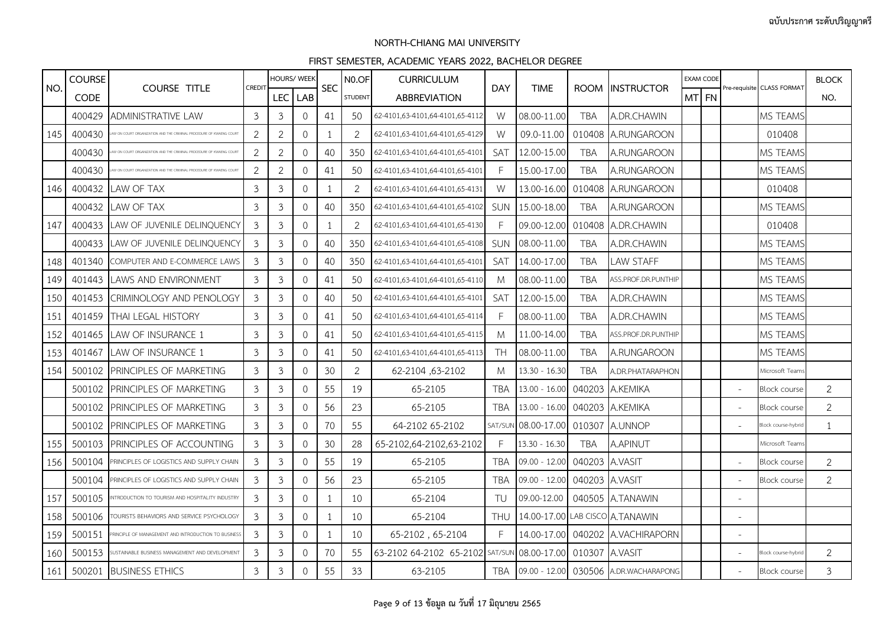ฉบับประกาศ ระดับปริญญาตรี

## NORTH-CHIANG MAI UNIVERSITY

### FIRST SEMESTER, ACADEMIC YEARS 2022, BACHELOR DEGREE

| NO. | COURSE CODE | COURSE TITLE | CREDIT | HOURS/ WEEK LEC | LAB | SEC | N0.OF STUDENT | CURRICULUM ABBREVIATION | DAY | TIME | ROOM | INSTRUCTOR | EXAM CODE MT | FN | Pre-requisite | CLASS FORMAT | BLOCK NO. |
|---|---|---|---|---|---|---|---|---|---|---|---|---|---|---|---|---|---|
| | 400429 | ADMINISTRATIVE LAW | 3 | 3 | 0 | 41 | 50 | 62-4101,63-4101,64-4101,65-4112 | W | 08.00-11.00 | TBA | A.DR.CHAWIN | | | | MS TEAMS | |
| 145 | 400430 | LAW ON COURT ORGANIZATION AND THE CRIMINAL PROCEDURE OF KWAENG COURT | 2 | 2 | 0 | 1 | 2 | 62-4101,63-4101,64-4101,65-4129 | W | 09.0-11.00 | 010408 | A.RUNGAROON | | | | 010408 | |
| | 400430 | LAW ON COURT ORGANIZATION AND THE CRIMINAL PROCEDURE OF KWAENG COURT | 2 | 2 | 0 | 40 | 350 | 62-4101,63-4101,64-4101,65-4101 | SAT | 12.00-15.00 | TBA | A.RUNGAROON | | | | MS TEAMS | |
| | 400430 | LAW ON COURT ORGANIZATION AND THE CRIMINAL PROCEDURE OF KWAENG COURT | 2 | 2 | 0 | 41 | 50 | 62-4101,63-4101,64-4101,65-4101 | F | 15.00-17.00 | TBA | A.RUNGAROON | | | | MS TEAMS | |
| 146 | 400432 | LAW OF TAX | 3 | 3 | 0 | 1 | 2 | 62-4101,63-4101,64-4101,65-4131 | W | 13.00-16.00 | 010408 | A.RUNGAROON | | | | 010408 | |
| | 400432 | LAW OF TAX | 3 | 3 | 0 | 40 | 350 | 62-4101,63-4101,64-4101,65-4102 | SUN | 15.00-18.00 | TBA | A.RUNGAROON | | | | MS TEAMS | |
| 147 | 400433 | LAW OF JUVENILE DELINQUENCY | 3 | 3 | 0 | 1 | 2 | 62-4101,63-4101,64-4101,65-4130 | F | 09.00-12.00 | 010408 | A.DR.CHAWIN | | | | 010408 | |
| | 400433 | LAW OF JUVENILE DELINQUENCY | 3 | 3 | 0 | 40 | 350 | 62-4101,63-4101,64-4101,65-4108 | SUN | 08.00-11.00 | TBA | A.DR.CHAWIN | | | | MS TEAMS | |
| 148 | 401340 | COMPUTER AND E-COMMERCE LAWS | 3 | 3 | 0 | 40 | 350 | 62-4101,63-4101,64-4101,65-4101 | SAT | 14.00-17.00 | TBA | LAW STAFF | | | | MS TEAMS | |
| 149 | 401443 | LAWS AND ENVIRONMENT | 3 | 3 | 0 | 41 | 50 | 62-4101,63-4101,64-4101,65-4110 | M | 08.00-11.00 | TBA | ASS.PROF.DR.PUNTHIP | | | | MS TEAMS | |
| 150 | 401453 | CRIMINOLOGY AND PENOLOGY | 3 | 3 | 0 | 40 | 50 | 62-4101,63-4101,64-4101,65-4101 | SAT | 12.00-15.00 | TBA | A.DR.CHAWIN | | | | MS TEAMS | |
| 151 | 401459 | THAI LEGAL HISTORY | 3 | 3 | 0 | 41 | 50 | 62-4101,63-4101,64-4101,65-4114 | F | 08.00-11.00 | TBA | A.DR.CHAWIN | | | | MS TEAMS | |
| 152 | 401465 | LAW OF INSURANCE 1 | 3 | 3 | 0 | 41 | 50 | 62-4101,63-4101,64-4101,65-4115 | M | 11.00-14.00 | TBA | ASS.PROF.DR.PUNTHIP | | | | MS TEAMS | |
| 153 | 401467 | LAW OF INSURANCE 1 | 3 | 3 | 0 | 41 | 50 | 62-4101,63-4101,64-4101,65-4113 | TH | 08.00-11.00 | TBA | A.RUNGAROON | | | | MS TEAMS | |
| 154 | 500102 | PRINCIPLES OF MARKETING | 3 | 3 | 0 | 30 | 2 | 62-2104 ,63-2102 | M | 13.30 - 16.30 | TBA | A.DR.PHATARAPHON | | | | Microsoft Teams | |
| | 500102 | PRINCIPLES OF MARKETING | 3 | 3 | 0 | 55 | 19 | 65-2105 | TBA | 13.00 - 16.00 | 040203 | A.KEMIKA | | | - | Block course | 2 |
| | 500102 | PRINCIPLES OF MARKETING | 3 | 3 | 0 | 56 | 23 | 65-2105 | TBA | 13.00 - 16.00 | 040203 | A.KEMIKA | | | - | Block course | 2 |
| | 500102 | PRINCIPLES OF MARKETING | 3 | 3 | 0 | 70 | 55 | 64-2102 65-2102 | SAT/SUN | 08.00-17.00 | 010307 | A.UNNOP | | | - | Block course-hybrid | 1 |
| 155 | 500103 | PRINCIPLES OF ACCOUNTING | 3 | 3 | 0 | 30 | 28 | 65-2102,64-2102,63-2102 | F | 13.30 - 16.30 | TBA | A.APINUT | | | | Microsoft Teams | |
| 156 | 500104 | PRINCIPLES OF LOGISTICS AND SUPPLY CHAIN | 3 | 3 | 0 | 55 | 19 | 65-2105 | TBA | 09.00 - 12.00 | 040203 | A.VASIT | | | - | Block course | 2 |
| | 500104 | PRINCIPLES OF LOGISTICS AND SUPPLY CHAIN | 3 | 3 | 0 | 56 | 23 | 65-2105 | TBA | 09.00 - 12.00 | 040203 | A.VASIT | | | - | Block course | 2 |
| 157 | 500105 | INTRODUCTION TO TOURISM AND HOSPITALITY INDUSTRY | 3 | 3 | 0 | 1 | 10 | 65-2104 | TU | 09.00-12.00 | 040505 | A.TANAWIN | | | - | | |
| 158 | 500106 | TOURISTS BEHAVIORS AND SERVICE PSYCHOLOGY | 3 | 3 | 0 | 1 | 10 | 65-2104 | THU | 14.00-17.00 | LAB CISCO | A.TANAWIN | | | - | | |
| 159 | 500151 | PRINCIPLE OF MANAGEMENT AND INTRODUCTION TO BUSINESS | 3 | 3 | 0 | 1 | 10 | 65-2102 , 65-2104 | F | 14.00-17.00 | 040202 | A.VACHIRAPORN | | | - | | |
| 160 | 500153 | SUSTAINABLE BUSINESS MANAGEMENT AND DEVELOPMENT | 3 | 3 | 0 | 70 | 55 | 63-2102 64-2102 65-2102 | SAT/SUN | 08.00-17.00 | 010307 | A.VASIT | | | - | Block course-hybrid | 2 |
| 161 | 500201 | BUSINESS ETHICS | 3 | 3 | 0 | 55 | 33 | 63-2105 | TBA | 09.00 - 12.00 | 030506 | A.DR.WACHARAPONG | | | - | Block course | 3 |

ข้อมูล ณ วันที่ 17 มิถุนายน 2565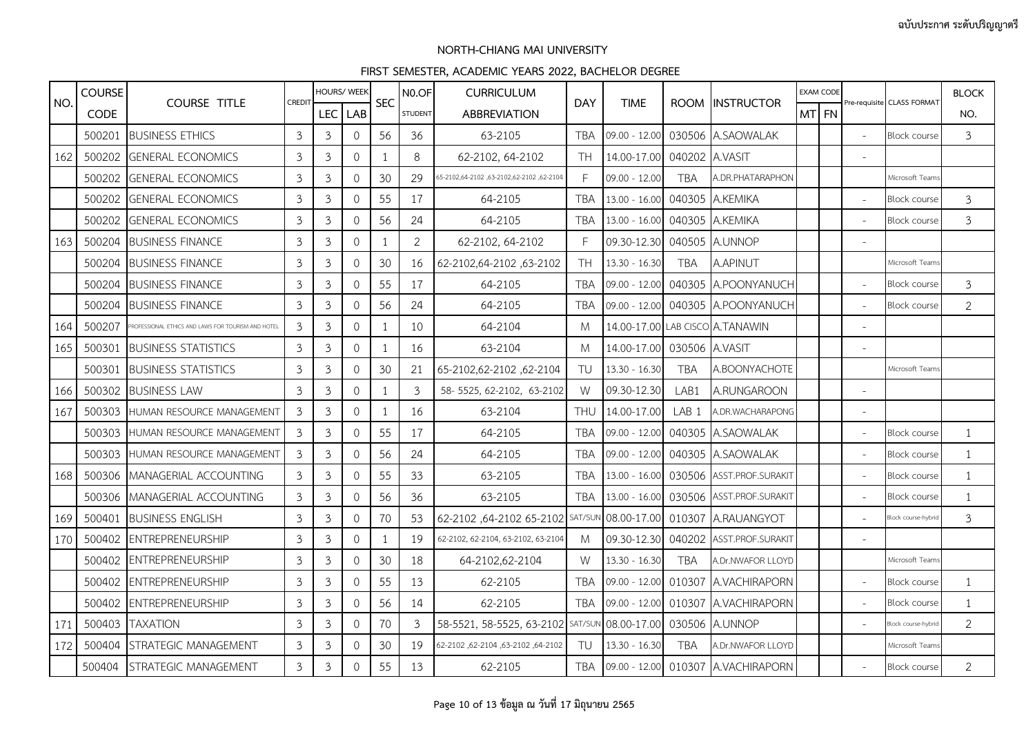ฉบับประกาศ ระดับปริญญาตรี

# NORTH-CHIANG MAI UNIVERSITY

## FIRST SEMESTER, ACADEMIC YEARS 2022, BACHELOR DEGREE

| NO. | COURSE CODE | COURSE TITLE | CREDIT | HOURS/ WEEK LEC | LAB | SEC | N0.OF STUDENT | CURRICULUM ABBREVIATION | DAY | TIME | ROOM | INSTRUCTOR | EXAM CODE MT | FN | Pre-requisite | CLASS FORMAT | BLOCK NO. |
|---|---|---|---|---|---|---|---|---|---|---|---|---|---|---|---|---|---|
| | 500201 | BUSINESS ETHICS | 3 | 3 | 0 | 56 | 36 | 63-2105 | TBA | 09.00 - 12.00 | 030506 | A.SAOWALAK | | | - | Block course | 3 |
| 162 | 500202 | GENERAL ECONOMICS | 3 | 3 | 0 | 1 | 8 | 62-2102, 64-2102 | TH | 14.00-17.00 | 040202 | A.VASIT | | | - | | |
| | 500202 | GENERAL ECONOMICS | 3 | 3 | 0 | 30 | 29 | 65-2102,64-2102 ,63-2102,62-2102 ,62-2104 | F | 09.00 - 12.00 | TBA | A.DR.PHATARAPHON | | | | Microsoft Teams | |
| | 500202 | GENERAL ECONOMICS | 3 | 3 | 0 | 55 | 17 | 64-2105 | TBA | 13.00 - 16.00 | 040305 | A.KEMIKA | | | - | Block course | 3 |
| | 500202 | GENERAL ECONOMICS | 3 | 3 | 0 | 56 | 24 | 64-2105 | TBA | 13.00 - 16.00 | 040305 | A.KEMIKA | | | - | Block course | 3 |
| 163 | 500204 | BUSINESS FINANCE | 3 | 3 | 0 | 1 | 2 | 62-2102, 64-2102 | F | 09.30-12.30 | 040505 | A.UNNOP | | | - | | |
| | 500204 | BUSINESS FINANCE | 3 | 3 | 0 | 30 | 16 | 62-2102,64-2102 ,63-2102 | TH | 13.30 - 16.30 | TBA | A.APINUT | | | | Microsoft Teams | |
| | 500204 | BUSINESS FINANCE | 3 | 3 | 0 | 55 | 17 | 64-2105 | TBA | 09.00 - 12.00 | 040305 | A.POONYANUCH | | | - | Block course | 3 |
| | 500204 | BUSINESS FINANCE | 3 | 3 | 0 | 56 | 24 | 64-2105 | TBA | 09.00 - 12.00 | 040305 | A.POONYANUCH | | | - | Block course | 2 |
| 164 | 500207 | PROFESSIONAL ETHICS AND LAWS FOR TOURISM AND HOTEL | 3 | 3 | 0 | 1 | 10 | 64-2104 | M | 14.00-17.00 | LAB CISCO | A.TANAWIN | | | - | | |
| 165 | 500301 | BUSINESS STATISTICS | 3 | 3 | 0 | 1 | 16 | 63-2104 | M | 14.00-17.00 | 030506 | A.VASIT | | | - | | |
| | 500301 | BUSINESS STATISTICS | 3 | 3 | 0 | 30 | 21 | 65-2102,62-2102 ,62-2104 | TU | 13.30 - 16.30 | TBA | A.BOONYACHOTE | | | | Microsoft Teams | |
| 166 | 500302 | BUSINESS LAW | 3 | 3 | 0 | 1 | 3 | 58- 5525, 62-2102, 63-2102 | W | 09.30-12.30 | LAB1 | A.RUNGAROON | | | - | | |
| 167 | 500303 | HUMAN RESOURCE MANAGEMENT | 3 | 3 | 0 | 1 | 16 | 63-2104 | THU | 14.00-17.00 | LAB 1 | A.DR.WACHARAPONG | | | - | | |
| | 500303 | HUMAN RESOURCE MANAGEMENT | 3 | 3 | 0 | 55 | 17 | 64-2105 | TBA | 09.00 - 12.00 | 040305 | A.SAOWALAK | | | - | Block course | 1 |
| | 500303 | HUMAN RESOURCE MANAGEMENT | 3 | 3 | 0 | 56 | 24 | 64-2105 | TBA | 09.00 - 12.00 | 040305 | A.SAOWALAK | | | - | Block course | 1 |
| 168 | 500306 | MANAGERIAL ACCOUNTING | 3 | 3 | 0 | 55 | 33 | 63-2105 | TBA | 13.00 - 16.00 | 030506 | ASST.PROF.SURAKIT | | | - | Block course | 1 |
| | 500306 | MANAGERIAL ACCOUNTING | 3 | 3 | 0 | 56 | 36 | 63-2105 | TBA | 13.00 - 16.00 | 030506 | ASST.PROF.SURAKIT | | | - | Block course | 1 |
| 169 | 500401 | BUSINESS ENGLISH | 3 | 3 | 0 | 70 | 53 | 62-2102 ,64-2102 65-2102 | SAT/SUN | 08.00-17.00 | 010307 | A.RAUANGYOT | | | - | Block course-hybrid | 3 |
| 170 | 500402 | ENTREPRENEURSHIP | 3 | 3 | 0 | 1 | 19 | 62-2102, 62-2104, 63-2102, 63-2104 | M | 09.30-12.30 | 040202 | ASST.PROF.SURAKIT | | | - | | |
| | 500402 | ENTREPRENEURSHIP | 3 | 3 | 0 | 30 | 18 | 64-2102,62-2104 | W | 13.30 - 16.30 | TBA | A.Dr.NWAFOR LLOYD | | | | Microsoft Teams | |
| | 500402 | ENTREPRENEURSHIP | 3 | 3 | 0 | 55 | 13 | 62-2105 | TBA | 09.00 - 12.00 | 010307 | A.VACHIRAPORN | | | - | Block course | 1 |
| | 500402 | ENTREPRENEURSHIP | 3 | 3 | 0 | 56 | 14 | 62-2105 | TBA | 09.00 - 12.00 | 010307 | A.VACHIRAPORN | | | - | Block course | 1 |
| 171 | 500403 | TAXATION | 3 | 3 | 0 | 70 | 3 | 58-5521, 58-5525, 63-2102 | SAT/SUN | 08.00-17.00 | 030506 | A.UNNOP | | | - | Block course-hybrid | 2 |
| 172 | 500404 | STRATEGIC MANAGEMENT | 3 | 3 | 0 | 30 | 19 | 62-2102 ,62-2104 ,63-2102 ,64-2102 | TU | 13.30 - 16.30 | TBA | A.Dr.NWAFOR LLOYD | | | | Microsoft Teams | |
| | 500404 | STRATEGIC MANAGEMENT | 3 | 3 | 0 | 55 | 13 | 62-2105 | TBA | 09.00 - 12.00 | 010307 | A.VACHIRAPORN | | | - | Block course | 2 |

Page 10 of 13 ข้อมูล ณ วันที่ 17 มิถุนายน 2565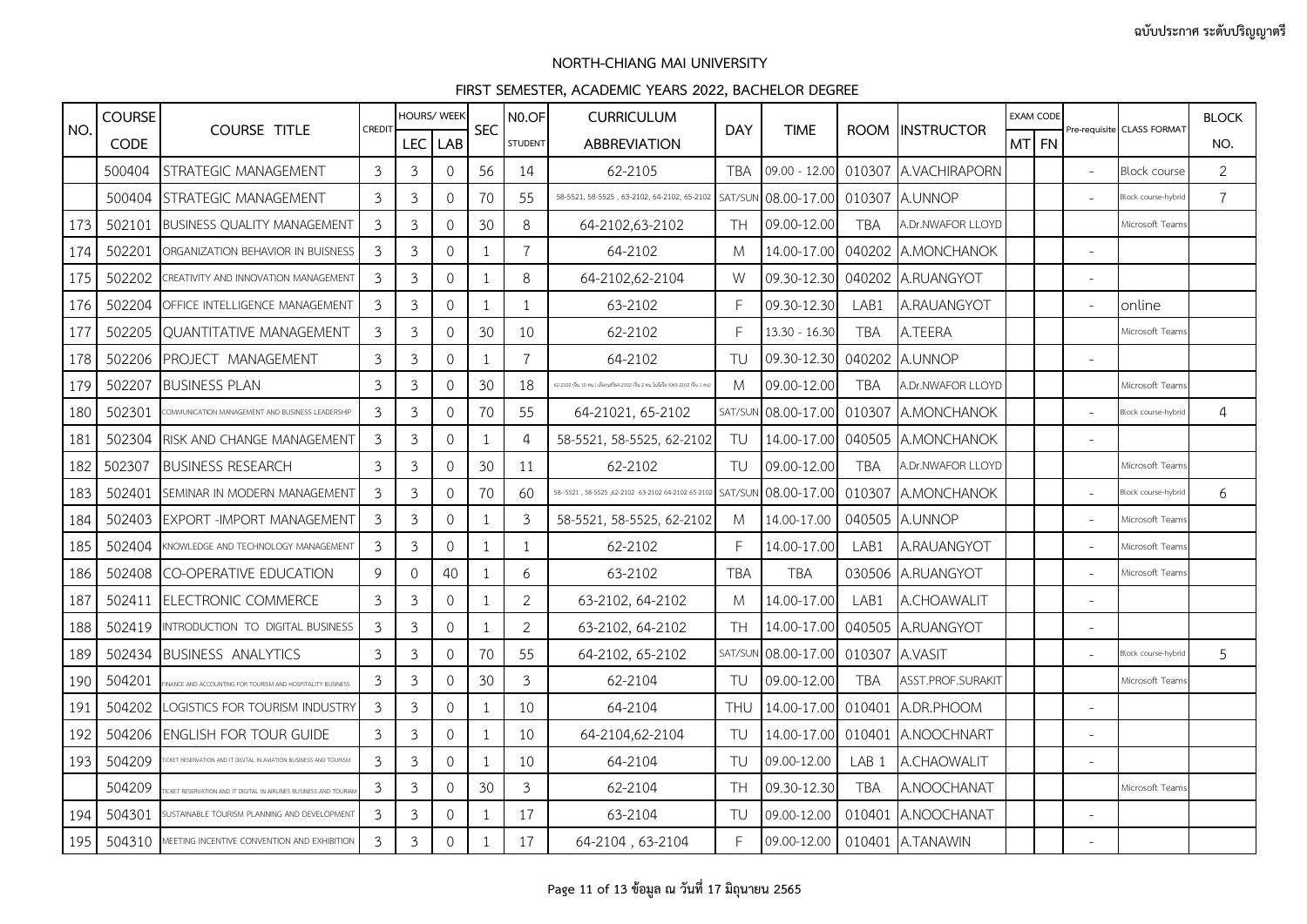ฉบับประกาศ ระดับปริญญาตรี

# NORTH-CHIANG MAI UNIVERSITY

## FIRST SEMESTER, ACADEMIC YEARS 2022, BACHELOR DEGREE

| NO. | COURSE CODE | COURSE TITLE | CREDIT | HOURS/ WEEK | | SEC | N0.OF STUDENT | CURRICULUM ABBREVIATION | DAY | TIME | ROOM | INSTRUCTOR | EXAM CODE | | Pre-requisite | CLASS FORMAT | BLOCK NO. |
|---|---|---|---|---|---|---|---|---|---|---|---|---|---|---|---|---|---|
| | | | | LEC | LAB | | | | | | | | MT | FN | | | |
| | 500404 | STRATEGIC MANAGEMENT | 3 | 3 | 0 | 56 | 14 | 62-2105 | TBA | 09.00 - 12.00 | 010307 | A.VACHIRAPORN | | | - | Block course | 2 |
| | 500404 | STRATEGIC MANAGEMENT | 3 | 3 | 0 | 70 | 55 | 58-5521, 58-5525 , 63-2102, 64-2102, 65-2102 | SAT/SUN | 08.00-17.00 | 010307 | A.UNNOP | | | - | Block course-hybrid | 7 |
| 173 | 502101 | BUSINESS QUALITY MANAGEMENT | 3 | 3 | 0 | 30 | 8 | 64-2102,63-2102 | TH | 09.00-12.00 | TBA | A.Dr.NWAFOR LLOYD | | | | Microsoft Teams | |
| 174 | 502201 | ORGANIZATION BEHAVIOR IN BUISNESS | 3 | 3 | 0 | 1 | 7 | 64-2102 | M | 14.00-17.00 | 040202 | A.MONCHANOK | | | - | | |
| 175 | 502202 | CREATIVITY AND INNOVATION MANAGEMENT | 3 | 3 | 0 | 1 | 8 | 64-2102,62-2104 | W | 09.30-12.30 | 040202 | A.RUANGYOT | | | - | | |
| 176 | 502204 | OFFICE INTELLIGENCE MANAGEMENT | 3 | 3 | 0 | 1 | 1 | 63-2102 | F | 09.30-12.30 | LAB1 | A.RAUANGYOT | | | - | online | |
| 177 | 502205 | QUANTITATIVE MANAGEMENT | 3 | 3 | 0 | 30 | 10 | 62-2102 | F | 13.30 - 16.30 | TBA | A.TEERA | | | | Microsoft Teams | |
| 178 | 502206 | PROJECT MANAGEMENT | 3 | 3 | 0 | 1 | 7 | 64-2102 | TU | 09.30-12.30 | 040202 | A.UNNOP | | | - | | |
| 179 | 502207 | BUSINESS PLAN | 3 | 3 | 0 | 30 | 18 | 62-2102 (จีน 10 คน) เพิ่มกลุ่ม64-2102 (จีน 2 คน ไม่เรียน 5)63-2102 (จีน 1 คน) | M | 09.00-12.00 | TBA | A.Dr.NWAFOR LLOYD | | | | Microsoft Teams | |
| 180 | 502301 | COMMUNICATION MANAGEMENT AND BUSINESS LEADERSHIP | 3 | 3 | 0 | 70 | 55 | 64-21021, 65-2102 | SAT/SUN | 08.00-17.00 | 010307 | A.MONCHANOK | | | - | Block course-hybrid | 4 |
| 181 | 502304 | RISK AND CHANGE MANAGEMENT | 3 | 3 | 0 | 1 | 4 | 58-5521, 58-5525, 62-2102 | TU | 14.00-17.00 | 040505 | A.MONCHANOK | | | - | | |
| 182 | 502307 | BUSINESS RESEARCH | 3 | 3 | 0 | 30 | 11 | 62-2102 | TU | 09.00-12.00 | TBA | A.Dr.NWAFOR LLOYD | | | | Microsoft Teams | |
| 183 | 502401 | SEMINAR IN MODERN MANAGEMENT | 3 | 3 | 0 | 70 | 60 | 58--5521 , 58-5525 ,62-2102 63-2102 64-2102 65-2102 | SAT/SUN | 08.00-17.00 | 010307 | A.MONCHANOK | | | - | Block course-hybrid | 6 |
| 184 | 502403 | EXPORT -IMPORT MANAGEMENT | 3 | 3 | 0 | 1 | 3 | 58-5521, 58-5525, 62-2102 | M | 14.00-17.00 | 040505 | A.UNNOP | | | - | Microsoft Teams | |
| 185 | 502404 | KNOWLEDGE AND TECHNOLOGY MANAGEMENT | 3 | 3 | 0 | 1 | 1 | 62-2102 | F | 14.00-17.00 | LAB1 | A.RAUANGYOT | | | - | Microsoft Teams | |
| 186 | 502408 | CO-OPERATIVE EDUCATION | 9 | 0 | 40 | 1 | 6 | 63-2102 | TBA | TBA | 030506 | A.RUANGYOT | | | - | Microsoft Teams | |
| 187 | 502411 | ELECTRONIC COMMERCE | 3 | 3 | 0 | 1 | 2 | 63-2102, 64-2102 | M | 14.00-17.00 | LAB1 | A.CHOAWALIT | | | - | | |
| 188 | 502419 | INTRODUCTION TO DIGITAL BUSINESS | 3 | 3 | 0 | 1 | 2 | 63-2102, 64-2102 | TH | 14.00-17.00 | 040505 | A.RUANGYOT | | | - | | |
| 189 | 502434 | BUSINESS ANALYTICS | 3 | 3 | 0 | 70 | 55 | 64-2102, 65-2102 | SAT/SUN | 08.00-17.00 | 010307 | A.VASIT | | | - | Block course-hybrid | 5 |
| 190 | 504201 | FINANCE AND ACCOUNTING FOR TOURISM AND HOSPITALITY BUSINESS | 3 | 3 | 0 | 30 | 3 | 62-2104 | TU | 09.00-12.00 | TBA | ASST.PROF.SURAKIT | | | | Microsoft Teams | |
| 191 | 504202 | LOGISTICS FOR TOURISM INDUSTRY | 3 | 3 | 0 | 1 | 10 | 64-2104 | THU | 14.00-17.00 | 010401 | A.DR.PHOOM | | | - | | |
| 192 | 504206 | ENGLISH FOR TOUR GUIDE | 3 | 3 | 0 | 1 | 10 | 64-2104,62-2104 | TU | 14.00-17.00 | 010401 | A.NOOCHNART | | | - | | |
| 193 | 504209 | TICKET RESERVATION AND IT DIGITAL IN AVIATION BUSINESS AND TOURISM | 3 | 3 | 0 | 1 | 10 | 64-2104 | TU | 09.00-12.00 | LAB 1 | A.CHAOWALIT | | | - | | |
| | 504209 | TICKET RESERVATION AND IT DIGITAL IN AIRLINES BUSINESS AND TOURIAM | 3 | 3 | 0 | 30 | 3 | 62-2104 | TH | 09.30-12.30 | TBA | A.NOOCHANAT | | | | Microsoft Teams | |
| 194 | 504301 | SUSTAINABLE TOURISM PLANNING AND DEVELOPMENT | 3 | 3 | 0 | 1 | 17 | 63-2104 | TU | 09.00-12.00 | 010401 | A.NOOCHANAT | | | - | | |
| 195 | 504310 | MEETING INCENTIVE CONVENTION AND EXHIBITION | 3 | 3 | 0 | 1 | 17 | 64-2104 , 63-2104 | F | 09.00-12.00 | 010401 | A.TANAWIN | | | - | | |

ข้อมูล ณ วันที่ 17 มิถุนายน 2565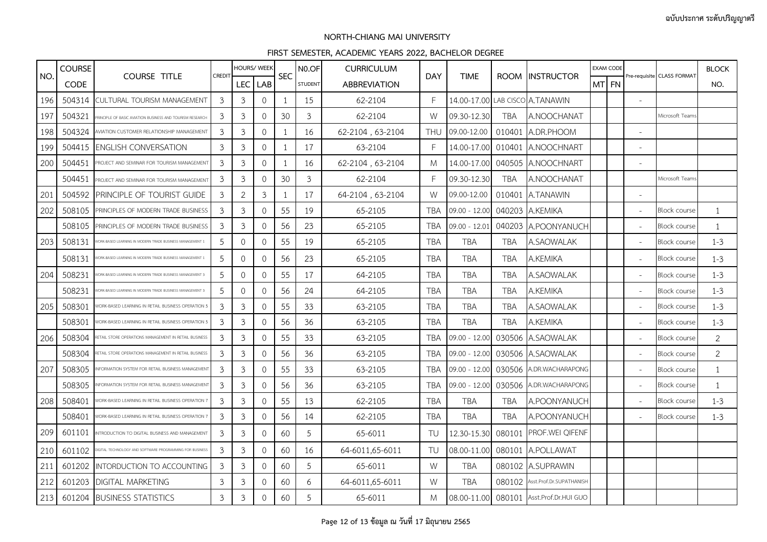ฉบับประกาศ ระดับปริญญาตรี

## NORTH-CHIANG MAI UNIVERSITY

### FIRST SEMESTER, ACADEMIC YEARS 2022, BACHELOR DEGREE

| NO. | COURSE CODE | COURSE TITLE | CREDIT | HOURS/ WEEK LEC | LAB | SEC | NO.OF STUDENT | CURRICULUM ABBREVIATION | DAY | TIME | ROOM | INSTRUCTOR | EXAM CODE MT | FN | Pre-requisite | CLASS FORMAT | BLOCK NO. |
|---|---|---|---|---|---|---|---|---|---|---|---|---|---|---|---|---|---|
| 196 | 504314 | CULTURAL TOURISM MANAGEMENT | 3 | 3 | 0 | 1 | 15 | 62-2104 | F | 14.00-17.00 | LAB CISCO | A.TANAWIN | | | - | | |
| 197 | 504321 | PRINCIPLE OF BASIC AVIATION BUSINESS AND TOURISM RESEARCH | 3 | 3 | 0 | 30 | 3 | 62-2104 | W | 09.30-12.30 | TBA | A.NOOCHANAT | | | | Microsoft Teams | |
| 198 | 504324 | AVIATION CUSTOMER RELATIONSHIP MANAGEMENT | 3 | 3 | 0 | 1 | 16 | 62-2104 , 63-2104 | THU | 09.00-12.00 | 010401 | A.DR.PHOOM | | | - | | |
| 199 | 504415 | ENGLISH CONVERSATION | 3 | 3 | 0 | 1 | 17 | 63-2104 | F | 14.00-17.00 | 010401 | A.NOOCHNART | | | - | | |
| 200 | 504451 | PROJECT AND SEMINAR FOR TOURISM MANAGEMENT | 3 | 3 | 0 | 1 | 16 | 62-2104 , 63-2104 | M | 14.00-17.00 | 040505 | A.NOOCHNART | | | - | | |
| | 504451 | PROJECT AND SEMINAR FOR TOURISM MANAGEMENT | 3 | 3 | 0 | 30 | 3 | 62-2104 | F | 09.30-12.30 | TBA | A.NOOCHANAT | | | | Microsoft Teams | |
| 201 | 504592 | PRINCIPLE OF TOURIST GUIDE | 3 | 2 | 3 | 1 | 17 | 64-2104 , 63-2104 | W | 09.00-12.00 | 010401 | A.TANAWIN | | | - | | |
| 202 | 508105 | PRINCIPLES OF MODERN TRADE BUSINESS | 3 | 3 | 0 | 55 | 19 | 65-2105 | TBA | 09.00 - 12.00 | 040203 | A.KEMIKA | | | - | Block course | 1 |
| | 508105 | PRINCIPLES OF MODERN TRADE BUSINESS | 3 | 3 | 0 | 56 | 23 | 65-2105 | TBA | 09.00 - 12.01 | 040203 | A.POONYANUCH | | | - | Block course | 1 |
| 203 | 508131 | WORK-BASED LEARNING IN MODERN TRADE BUSINESS MANAGEMENT 1 | 5 | 0 | 0 | 55 | 19 | 65-2105 | TBA | TBA | TBA | A.SAOWALAK | | | - | Block course | 1-3 |
| | 508131 | WORK-BASED LEARNING IN MODERN TRADE BUSINESS MANAGEMENT 1 | 5 | 0 | 0 | 56 | 23 | 65-2105 | TBA | TBA | TBA | A.KEMIKA | | | - | Block course | 1-3 |
| 204 | 508231 | WORK-BASED LEARNING IN MODERN TRADE BUSINESS MANAGEMENT 3 | 5 | 0 | 0 | 55 | 17 | 64-2105 | TBA | TBA | TBA | A.SAOWALAK | | | - | Block course | 1-3 |
| | 508231 | WORK-BASED LEARNING IN MODERN TRADE BUSINESS MANAGEMENT 3 | 5 | 0 | 0 | 56 | 24 | 64-2105 | TBA | TBA | TBA | A.KEMIKA | | | - | Block course | 1-3 |
| 205 | 508301 | WORK-BASED LEARNING IN RETAIL BUSINESS OPERATION 5 | 3 | 3 | 0 | 55 | 33 | 63-2105 | TBA | TBA | TBA | A.SAOWALAK | | | - | Block course | 1-3 |
| | 508301 | WORK-BASED LEARNING IN RETAIL BUSINESS OPERATION 5 | 3 | 3 | 0 | 56 | 36 | 63-2105 | TBA | TBA | TBA | A.KEMIKA | | | - | Block course | 1-3 |
| 206 | 508304 | RETAIL STORE OPERATIONS MANAGEMENT IN RETAIL BUSINESS | 3 | 3 | 0 | 55 | 33 | 63-2105 | TBA | 09.00 - 12.00 | 030506 | A.SAOWALAK | | | - | Block course | 2 |
| | 508304 | RETAIL STORE OPERATIONS MANAGEMENT IN RETAIL BUSINESS | 3 | 3 | 0 | 56 | 36 | 63-2105 | TBA | 09.00 - 12.00 | 030506 | A.SAOWALAK | | | - | Block course | 2 |
| 207 | 508305 | INFORMATION SYSTEM FOR RETAIL BUSINESS MANAGEMENT | 3 | 3 | 0 | 55 | 33 | 63-2105 | TBA | 09.00 - 12.00 | 030506 | A.DR.WACHARAPONG | | | - | Block course | 1 |
| | 508305 | INFORMATION SYSTEM FOR RETAIL BUSINESS MANAGEMENT | 3 | 3 | 0 | 56 | 36 | 63-2105 | TBA | 09.00 - 12.00 | 030506 | A.DR.WACHARAPONG | | | - | Block course | 1 |
| 208 | 508401 | WORK-BASED LEARNING IN RETAIL BUSINESS OPERATION 7 | 3 | 3 | 0 | 55 | 13 | 62-2105 | TBA | TBA | TBA | A.POONYANUCH | | | - | Block course | 1-3 |
| | 508401 | WORK-BASED LEARNING IN RETAIL BUSINESS OPERATION 7 | 3 | 3 | 0 | 56 | 14 | 62-2105 | TBA | TBA | TBA | A.POONYANUCH | | | - | Block course | 1-3 |
| 209 | 601101 | INTRODUCTION TO DIGITAL BUSINESS AND MANAGEMENT | 3 | 3 | 0 | 60 | 5 | 65-6011 | TU | 12.30-15.30 | 080101 | PROF.WEI QIFENF | | | | | |
| 210 | 601102 | DIGITAL TECHNOLOGY AND SOFTWARE PROGRAMMING FOR BUSINESS | 3 | 3 | 0 | 60 | 16 | 64-6011,65-6011 | TU | 08.00-11.00 | 080101 | A.POLLAWAT | | | | | |
| 211 | 601202 | INTORDUCTION TO ACCOUNTING | 3 | 3 | 0 | 60 | 5 | 65-6011 | W | TBA | 080102 | A.SUPRAWIN | | | | | |
| 212 | 601203 | DIGITAL MARKETING | 3 | 3 | 0 | 60 | 6 | 64-6011,65-6011 | W | TBA | 080102 | Asst.Prof.Dr.SUPATHANISH | | | | | |
| 213 | 601204 | BUSINESS STATISTICS | 3 | 3 | 0 | 60 | 5 | 65-6011 | M | 08.00-11.00 | 080101 | Asst.Prof.Dr.HUI GUO | | | | | |

ข้อมูล ณ วันที่ 17 มิถุนายน 2565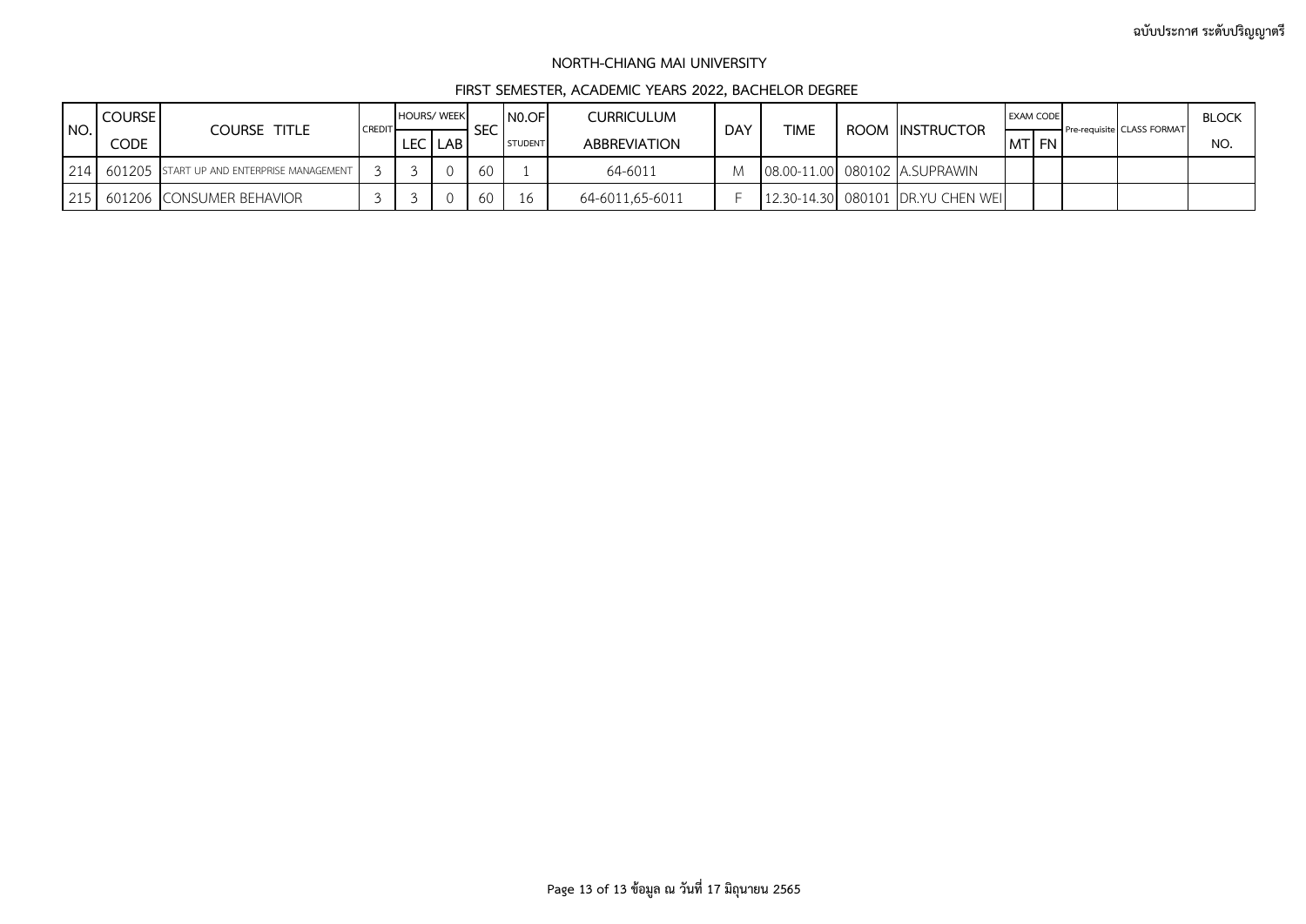ฉบับประกาศ ระดับปริญญาตรี

NORTH-CHIANG MAI UNIVERSITY

FIRST SEMESTER, ACADEMIC YEARS 2022, BACHELOR DEGREE

| NO. | COURSE CODE | COURSE TITLE | CREDIT | HOURS/ WEEK | | SEC | N0.OF STUDENT | CURRICULUM ABBREVIATION | DAY | TIME | ROOM | INSTRUCTOR | EXAM CODE | | Pre-requisite | CLASS FORMAT | BLOCK NO. |
|---|---|---|---|---|---|---|---|---|---|---|---|---|---|---|---|---|---|
| | | | | LEC | LAB | | | | | | | | MT | FN | | | |
| 214 | 601205 | START UP AND ENTERPRISE MANAGEMENT | 3 | 3 | 0 | 60 | 1 | 64-6011 | M | 08.00-11.00 | 080102 | A.SUPRAWIN | | | | | |
| 215 | 601206 | CONSUMER BEHAVIOR | 3 | 3 | 0 | 60 | 16 | 64-6011,65-6011 | F | 12.30-14.30 | 080101 | DR.YU CHEN WEI | | | | | |

ข้อมูล ณ วันที่ 17 มิถุนายน 2565